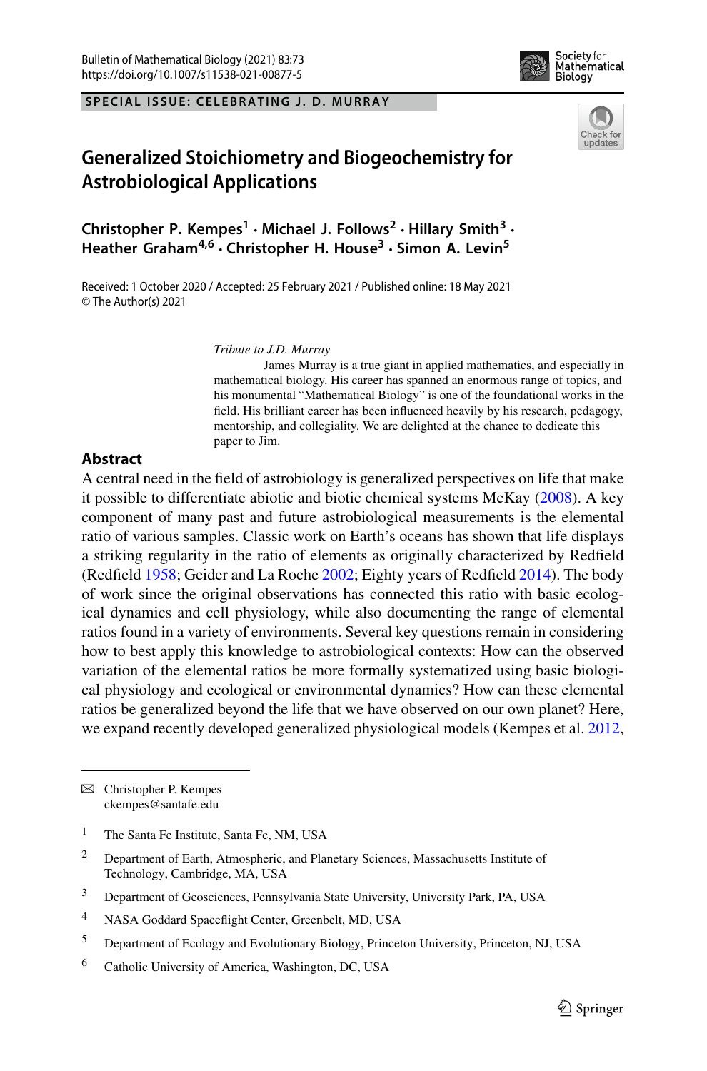SPECIAL ISSUE: CELEBRATING J. D. MURRAY

# Generalized Stoichiometry and Biogeochemistry for Astrobiological Applications

**Christopher P. Kempes[1] · Michael J. Follows[2] · Hillary Smith[3] · Heather Graham[4,6] · Christopher H. House[3] · Simon A. Levin[5]**

Received: 1 October 2020 / Accepted: 25 February 2021 / Published online: 18 May 2021
© The Author(s) 2021

*Tribute to J.D. Murray*

James Murray is a true giant in applied mathematics, and especially in mathematical biology. His career has spanned an enormous range of topics, and his monumental "Mathematical Biology" is one of the foundational works in the field. His brilliant career has been influenced heavily by his research, pedagogy, mentorship, and collegiality. We are delighted at the chance to dedicate this paper to Jim.

## Abstract

A central need in the field of astrobiology is generalized perspectives on life that make it possible to differentiate abiotic and biotic chemical systems McKay (2008). A key component of many past and future astrobiological measurements is the elemental ratio of various samples. Classic work on Earth's oceans has shown that life displays a striking regularity in the ratio of elements as originally characterized by Redfield (Redfield 1958; Geider and La Roche 2002; Eighty years of Redfield 2014). The body of work since the original observations has connected this ratio with basic ecological dynamics and cell physiology, while also documenting the range of elemental ratios found in a variety of environments. Several key questions remain in considering how to best apply this knowledge to astrobiological contexts: How can the observed variation of the elemental ratios be more formally systematized using basic biological physiology and ecological or environmental dynamics? How can these elemental ratios be generalized beyond the life that we have observed on our own planet? Here, we expand recently developed generalized physiological models (Kempes et al. 2012,

---

✉ Christopher P. Kempes
ckempes@santafe.edu

[1] The Santa Fe Institute, Santa Fe, NM, USA

[2] Department of Earth, Atmospheric, and Planetary Sciences, Massachusetts Institute of Technology, Cambridge, MA, USA

[3] Department of Geosciences, Pennsylvania State University, University Park, PA, USA

[4] NASA Goddard Spaceflight Center, Greenbelt, MD, USA

[5] Department of Ecology and Evolutionary Biology, Princeton University, Princeton, NJ, USA

[6] Catholic University of America, Washington, DC, USA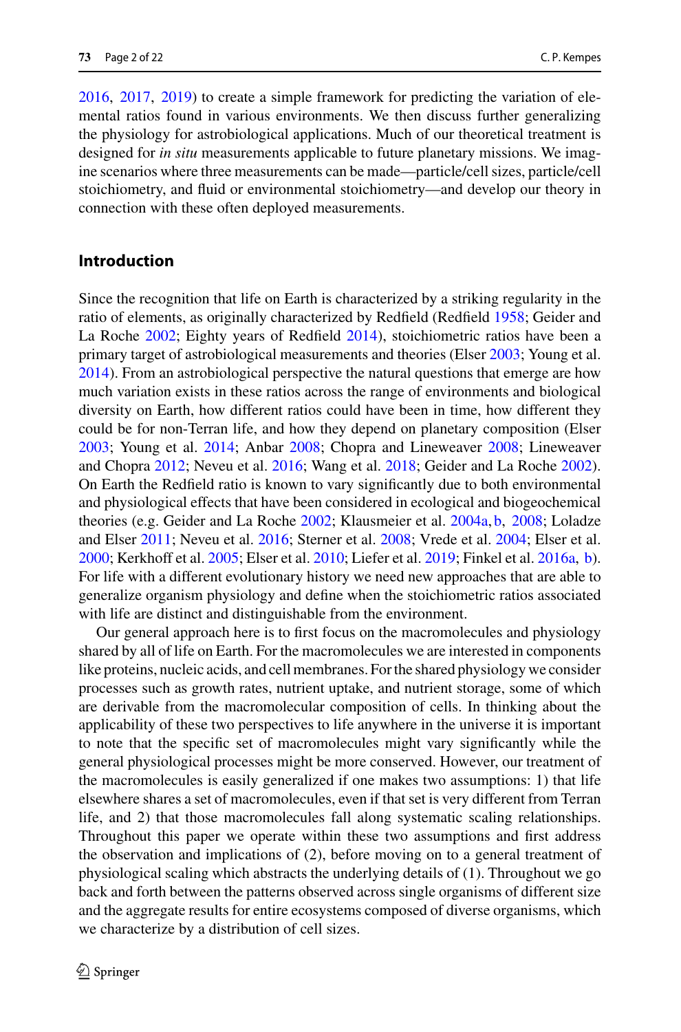2016, 2017, 2019) to create a simple framework for predicting the variation of elemental ratios found in various environments. We then discuss further generalizing the physiology for astrobiological applications. Much of our theoretical treatment is designed for *in situ* measurements applicable to future planetary missions. We imagine scenarios where three measurements can be made—particle/cell sizes, particle/cell stoichiometry, and fluid or environmental stoichiometry—and develop our theory in connection with these often deployed measurements.

## Introduction

Since the recognition that life on Earth is characterized by a striking regularity in the ratio of elements, as originally characterized by Redfield (Redfield 1958; Geider and La Roche 2002; Eighty years of Redfield 2014), stoichiometric ratios have been a primary target of astrobiological measurements and theories (Elser 2003; Young et al. 2014). From an astrobiological perspective the natural questions that emerge are how much variation exists in these ratios across the range of environments and biological diversity on Earth, how different ratios could have been in time, how different they could be for non-Terran life, and how they depend on planetary composition (Elser 2003; Young et al. 2014; Anbar 2008; Chopra and Lineweaver 2008; Lineweaver and Chopra 2012; Neveu et al. 2016; Wang et al. 2018; Geider and La Roche 2002). On Earth the Redfield ratio is known to vary significantly due to both environmental and physiological effects that have been considered in ecological and biogeochemical theories (e.g. Geider and La Roche 2002; Klausmeier et al. 2004a, b, 2008; Loladze and Elser 2011; Neveu et al. 2016; Sterner et al. 2008; Vrede et al. 2004; Elser et al. 2000; Kerkhoff et al. 2005; Elser et al. 2010; Liefer et al. 2019; Finkel et al. 2016a, b). For life with a different evolutionary history we need new approaches that are able to generalize organism physiology and define when the stoichiometric ratios associated with life are distinct and distinguishable from the environment.

Our general approach here is to first focus on the macromolecules and physiology shared by all of life on Earth. For the macromolecules we are interested in components like proteins, nucleic acids, and cell membranes. For the shared physiology we consider processes such as growth rates, nutrient uptake, and nutrient storage, some of which are derivable from the macromolecular composition of cells. In thinking about the applicability of these two perspectives to life anywhere in the universe it is important to note that the specific set of macromolecules might vary significantly while the general physiological processes might be more conserved. However, our treatment of the macromolecules is easily generalized if one makes two assumptions: 1) that life elsewhere shares a set of macromolecules, even if that set is very different from Terran life, and 2) that those macromolecules fall along systematic scaling relationships. Throughout this paper we operate within these two assumptions and first address the observation and implications of (2), before moving on to a general treatment of physiological scaling which abstracts the underlying details of (1). Throughout we go back and forth between the patterns observed across single organisms of different size and the aggregate results for entire ecosystems composed of diverse organisms, which we characterize by a distribution of cell sizes.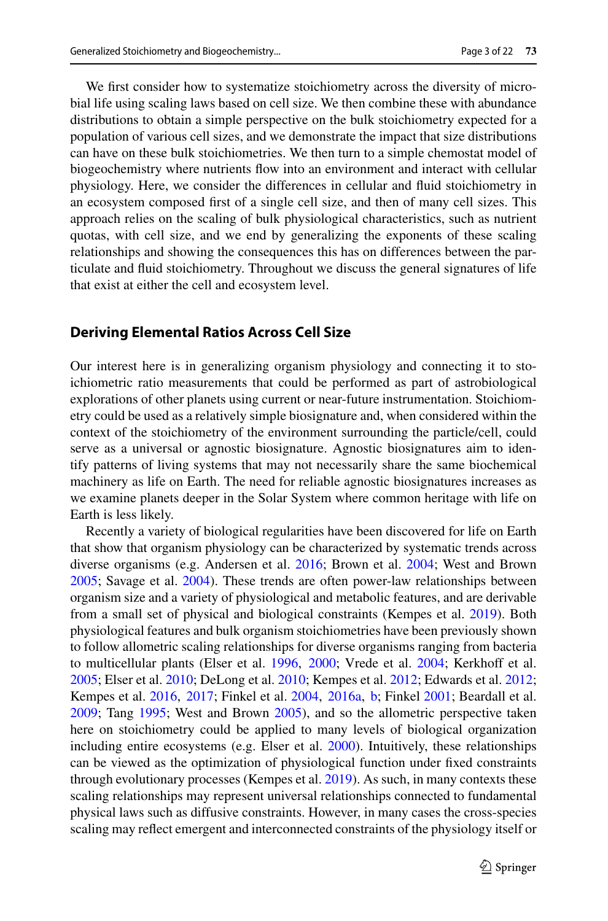We first consider how to systematize stoichiometry across the diversity of microbial life using scaling laws based on cell size. We then combine these with abundance distributions to obtain a simple perspective on the bulk stoichiometry expected for a population of various cell sizes, and we demonstrate the impact that size distributions can have on these bulk stoichiometries. We then turn to a simple chemostat model of biogeochemistry where nutrients flow into an environment and interact with cellular physiology. Here, we consider the differences in cellular and fluid stoichiometry in an ecosystem composed first of a single cell size, and then of many cell sizes. This approach relies on the scaling of bulk physiological characteristics, such as nutrient quotas, with cell size, and we end by generalizing the exponents of these scaling relationships and showing the consequences this has on differences between the particulate and fluid stoichiometry. Throughout we discuss the general signatures of life that exist at either the cell and ecosystem level.

## Deriving Elemental Ratios Across Cell Size

Our interest here is in generalizing organism physiology and connecting it to stoichiometric ratio measurements that could be performed as part of astrobiological explorations of other planets using current or near-future instrumentation. Stoichiometry could be used as a relatively simple biosignature and, when considered within the context of the stoichiometry of the environment surrounding the particle/cell, could serve as a universal or agnostic biosignature. Agnostic biosignatures aim to identify patterns of living systems that may not necessarily share the same biochemical machinery as life on Earth. The need for reliable agnostic biosignatures increases as we examine planets deeper in the Solar System where common heritage with life on Earth is less likely.

Recently a variety of biological regularities have been discovered for life on Earth that show that organism physiology can be characterized by systematic trends across diverse organisms (e.g. Andersen et al. 2016; Brown et al. 2004; West and Brown 2005; Savage et al. 2004). These trends are often power-law relationships between organism size and a variety of physiological and metabolic features, and are derivable from a small set of physical and biological constraints (Kempes et al. 2019). Both physiological features and bulk organism stoichiometries have been previously shown to follow allometric scaling relationships for diverse organisms ranging from bacteria to multicellular plants (Elser et al. 1996, 2000; Vrede et al. 2004; Kerkhoff et al. 2005; Elser et al. 2010; DeLong et al. 2010; Kempes et al. 2012; Edwards et al. 2012; Kempes et al. 2016, 2017; Finkel et al. 2004, 2016a, b; Finkel 2001; Beardall et al. 2009; Tang 1995; West and Brown 2005), and so the allometric perspective taken here on stoichiometry could be applied to many levels of biological organization including entire ecosystems (e.g. Elser et al. 2000). Intuitively, these relationships can be viewed as the optimization of physiological function under fixed constraints through evolutionary processes (Kempes et al. 2019). As such, in many contexts these scaling relationships may represent universal relationships connected to fundamental physical laws such as diffusive constraints. However, in many cases the cross-species scaling may reflect emergent and interconnected constraints of the physiology itself or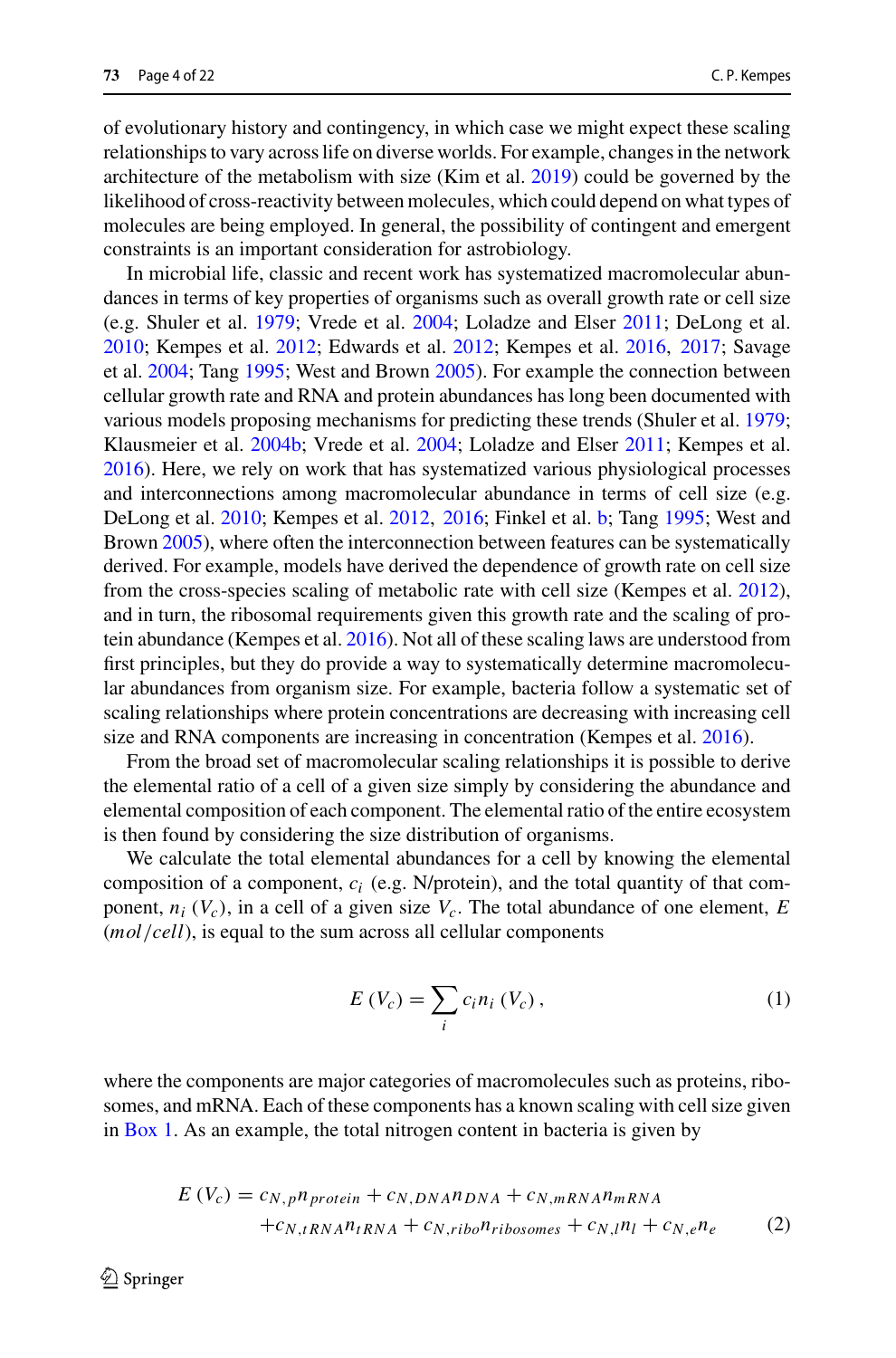of evolutionary history and contingency, in which case we might expect these scaling relationships to vary across life on diverse worlds. For example, changes in the network architecture of the metabolism with size (Kim et al. 2019) could be governed by the likelihood of cross-reactivity between molecules, which could depend on what types of molecules are being employed. In general, the possibility of contingent and emergent constraints is an important consideration for astrobiology.

In microbial life, classic and recent work has systematized macromolecular abundances in terms of key properties of organisms such as overall growth rate or cell size (e.g. Shuler et al. 1979; Vrede et al. 2004; Loladze and Elser 2011; DeLong et al. 2010; Kempes et al. 2012; Edwards et al. 2012; Kempes et al. 2016, 2017; Savage et al. 2004; Tang 1995; West and Brown 2005). For example the connection between cellular growth rate and RNA and protein abundances has long been documented with various models proposing mechanisms for predicting these trends (Shuler et al. 1979; Klausmeier et al. 2004b; Vrede et al. 2004; Loladze and Elser 2011; Kempes et al. 2016). Here, we rely on work that has systematized various physiological processes and interconnections among macromolecular abundance in terms of cell size (e.g. DeLong et al. 2010; Kempes et al. 2012, 2016; Finkel et al. b; Tang 1995; West and Brown 2005), where often the interconnection between features can be systematically derived. For example, models have derived the dependence of growth rate on cell size from the cross-species scaling of metabolic rate with cell size (Kempes et al. 2012), and in turn, the ribosomal requirements given this growth rate and the scaling of protein abundance (Kempes et al. 2016). Not all of these scaling laws are understood from first principles, but they do provide a way to systematically determine macromolecular abundances from organism size. For example, bacteria follow a systematic set of scaling relationships where protein concentrations are decreasing with increasing cell size and RNA components are increasing in concentration (Kempes et al. 2016).

From the broad set of macromolecular scaling relationships it is possible to derive the elemental ratio of a cell of a given size simply by considering the abundance and elemental composition of each component. The elemental ratio of the entire ecosystem is then found by considering the size distribution of organisms.

We calculate the total elemental abundances for a cell by knowing the elemental composition of a component, $c_i$ (e.g. N/protein), and the total quantity of that component, $n_i\left(V_c\right)$, in a cell of a given size $V_c$. The total abundance of one element, $E$ $(mol/cell)$, is equal to the sum across all cellular components

$$E\left(V_c\right) = \sum_i c_i n_i\left(V_c\right), \tag{1}$$

where the components are major categories of macromolecules such as proteins, ribosomes, and mRNA. Each of these components has a known scaling with cell size given in Box 1. As an example, the total nitrogen content in bacteria is given by

$$\begin{aligned} E\left(V_c\right) = {} & c_{N,p} n_{protein} + c_{N,DNA} n_{DNA} + c_{N,mRNA} n_{mRNA} \\ & + c_{N,tRNA} n_{tRNA} + c_{N,ribo} n_{ribosomes} + c_{N,l} n_l + c_{N,e} n_e \end{aligned} \tag{2}$$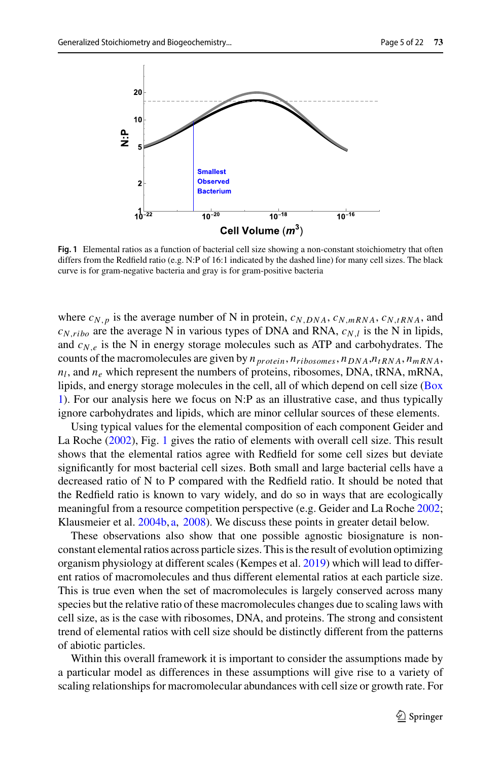**Fig. 1** Elemental ratios as a function of bacterial cell size showing a non-constant stoichiometry that often differs from the Redfield ratio (e.g. N:P of 16:1 indicated by the dashed line) for many cell sizes. The black curve is for gram-negative bacteria and gray is for gram-positive bacteria

where $c_{N,p}$ is the average number of N in protein, $c_{N,DNA}$, $c_{N,mRNA}$, $c_{N,tRNA}$, and $c_{N,ribo}$ are the average N in various types of DNA and RNA, $c_{N,l}$ is the N in lipids, and $c_{N,e}$ is the N in energy storage molecules such as ATP and carbohydrates. The counts of the macromolecules are given by $n_{protein}$, $n_{ribosomes}$, $n_{DNA}$,$n_{tRNA}$, $n_{mRNA}$, $n_l$, and $n_e$ which represent the numbers of proteins, ribosomes, DNA, tRNA, mRNA, lipids, and energy storage molecules in the cell, all of which depend on cell size (Box 1). For our analysis here we focus on N:P as an illustrative case, and thus typically ignore carbohydrates and lipids, which are minor cellular sources of these elements.

Using typical values for the elemental composition of each component Geider and La Roche (2002), Fig. 1 gives the ratio of elements with overall cell size. This result shows that the elemental ratios agree with Redfield for some cell sizes but deviate significantly for most bacterial cell sizes. Both small and large bacterial cells have a decreased ratio of N to P compared with the Redfield ratio. It should be noted that the Redfield ratio is known to vary widely, and do so in ways that are ecologically meaningful from a resource competition perspective (e.g. Geider and La Roche 2002; Klausmeier et al. 2004b, a, 2008). We discuss these points in greater detail below.

These observations also show that one possible agnostic biosignature is non-constant elemental ratios across particle sizes. This is the result of evolution optimizing organism physiology at different scales (Kempes et al. 2019) which will lead to different ratios of macromolecules and thus different elemental ratios at each particle size. This is true even when the set of macromolecules is largely conserved across many species but the relative ratio of these macromolecules changes due to scaling laws with cell size, as is the case with ribosomes, DNA, and proteins. The strong and consistent trend of elemental ratios with cell size should be distinctly different from the patterns of abiotic particles.

Within this overall framework it is important to consider the assumptions made by a particular model as differences in these assumptions will give rise to a variety of scaling relationships for macromolecular abundances with cell size or growth rate. For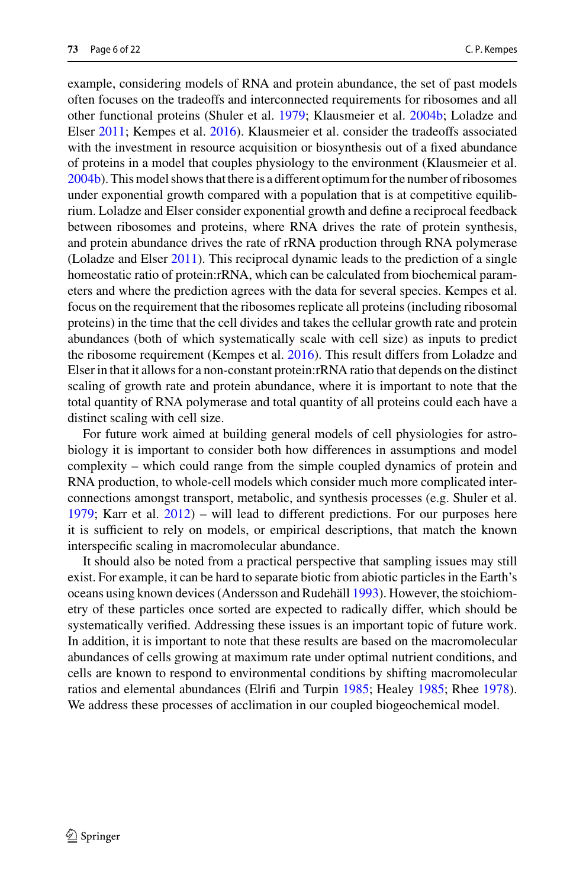example, considering models of RNA and protein abundance, the set of past models often focuses on the tradeoffs and interconnected requirements for ribosomes and all other functional proteins (Shuler et al. 1979; Klausmeier et al. 2004b; Loladze and Elser 2011; Kempes et al. 2016). Klausmeier et al. consider the tradeoffs associated with the investment in resource acquisition or biosynthesis out of a fixed abundance of proteins in a model that couples physiology to the environment (Klausmeier et al. 2004b). This model shows that there is a different optimum for the number of ribosomes under exponential growth compared with a population that is at competitive equilibrium. Loladze and Elser consider exponential growth and define a reciprocal feedback between ribosomes and proteins, where RNA drives the rate of protein synthesis, and protein abundance drives the rate of rRNA production through RNA polymerase (Loladze and Elser 2011). This reciprocal dynamic leads to the prediction of a single homeostatic ratio of protein:rRNA, which can be calculated from biochemical parameters and where the prediction agrees with the data for several species. Kempes et al. focus on the requirement that the ribosomes replicate all proteins (including ribosomal proteins) in the time that the cell divides and takes the cellular growth rate and protein abundances (both of which systematically scale with cell size) as inputs to predict the ribosome requirement (Kempes et al. 2016). This result differs from Loladze and Elser in that it allows for a non-constant protein:rRNA ratio that depends on the distinct scaling of growth rate and protein abundance, where it is important to note that the total quantity of RNA polymerase and total quantity of all proteins could each have a distinct scaling with cell size.

For future work aimed at building general models of cell physiologies for astrobiology it is important to consider both how differences in assumptions and model complexity – which could range from the simple coupled dynamics of protein and RNA production, to whole-cell models which consider much more complicated interconnections amongst transport, metabolic, and synthesis processes (e.g. Shuler et al. 1979; Karr et al. 2012) – will lead to different predictions. For our purposes here it is sufficient to rely on models, or empirical descriptions, that match the known interspecific scaling in macromolecular abundance.

It should also be noted from a practical perspective that sampling issues may still exist. For example, it can be hard to separate biotic from abiotic particles in the Earth's oceans using known devices (Andersson and Rudehäll 1993). However, the stoichiometry of these particles once sorted are expected to radically differ, which should be systematically verified. Addressing these issues is an important topic of future work. In addition, it is important to note that these results are based on the macromolecular abundances of cells growing at maximum rate under optimal nutrient conditions, and cells are known to respond to environmental conditions by shifting macromolecular ratios and elemental abundances (Elrifi and Turpin 1985; Healey 1985; Rhee 1978). We address these processes of acclimation in our coupled biogeochemical model.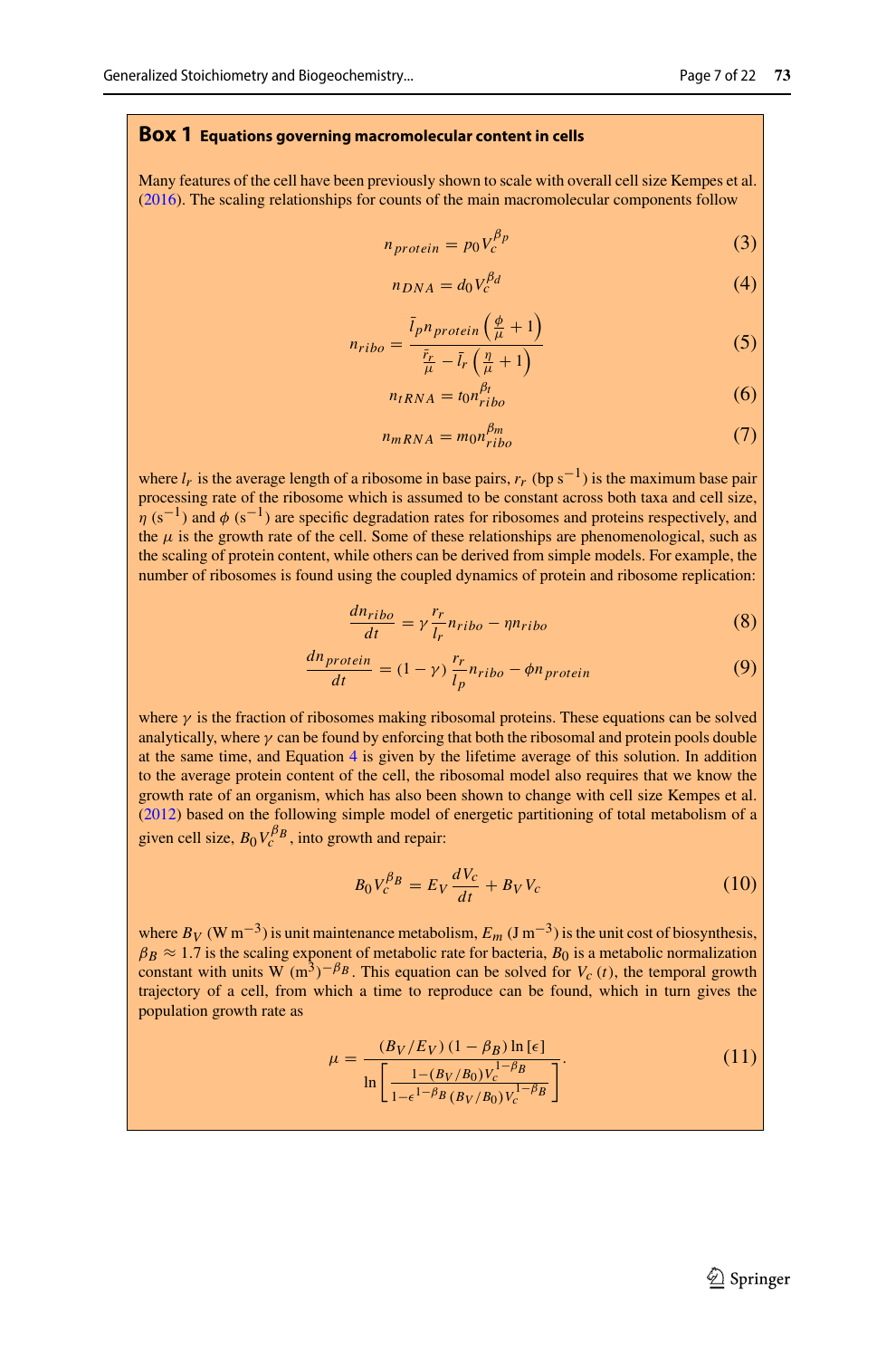**Box 1 Equations governing macromolecular content in cells**

Many features of the cell have been previously shown to scale with overall cell size Kempes et al. (2016). The scaling relationships for counts of the main macromolecular components follow

$$n_{protein} = p_0 V_c^{\beta_p} \tag{3}$$

$$n_{DNA} = d_0 V_c^{\beta_d} \tag{4}$$

$$n_{ribo} = \frac{\bar{l}_p n_{protein} \left(\frac{\phi}{\mu} + 1\right)}{\frac{\bar{r}_r}{\mu} - \bar{l}_r \left(\frac{\eta}{\mu} + 1\right)} \tag{5}$$

$$n_{tRNA} = t_0 n_{ribo}^{\beta_t} \tag{6}$$

$$n_{mRNA} = m_0 n_{ribo}^{\beta_m} \tag{7}$$

where $l_r$ is the average length of a ribosome in base pairs, $r_r$ (bp s$^{-1}$) is the maximum base pair processing rate of the ribosome which is assumed to be constant across both taxa and cell size, $\eta$ (s$^{-1}$) and $\phi$ (s$^{-1}$) are specific degradation rates for ribosomes and proteins respectively, and the $\mu$ is the growth rate of the cell. Some of these relationships are phenomenological, such as the scaling of protein content, while others can be derived from simple models. For example, the number of ribosomes is found using the coupled dynamics of protein and ribosome replication:

$$\frac{dn_{ribo}}{dt} = \gamma \frac{r_r}{l_r} n_{ribo} - \eta n_{ribo} \tag{8}$$

$$\frac{dn_{protein}}{dt} = (1-\gamma) \frac{r_r}{l_p} n_{ribo} - \phi n_{protein} \tag{9}$$

where $\gamma$ is the fraction of ribosomes making ribosomal proteins. These equations can be solved analytically, where $\gamma$ can be found by enforcing that both the ribosomal and protein pools double at the same time, and Equation 4 is given by the lifetime average of this solution. In addition to the average protein content of the cell, the ribosomal model also requires that we know the growth rate of an organism, which has also been shown to change with cell size Kempes et al. (2012) based on the following simple model of energetic partitioning of total metabolism of a given cell size, $B_0 V_c^{\beta_B}$, into growth and repair:

$$B_0 V_c^{\beta_B} = E_V \frac{dV_c}{dt} + B_V V_c \tag{10}$$

where $B_V$ (W m$^{-3}$) is unit maintenance metabolism, $E_m$ (J m$^{-3}$) is the unit cost of biosynthesis, $\beta_B \approx 1.7$ is the scaling exponent of metabolic rate for bacteria, $B_0$ is a metabolic normalization constant with units W $(\text{m}^3)^{-\beta_B}$. This equation can be solved for $V_c(t)$, the temporal growth trajectory of a cell, from which a time to reproduce can be found, which in turn gives the population growth rate as

$$\mu = \frac{(B_V/E_V)(1-\beta_B)\ln[\epsilon]}{\ln\left[\frac{1-(B_V/B_0)V_c^{1-\beta_B}}{1-\epsilon^{1-\beta_B}(B_V/B_0)V_c^{1-\beta_B}}\right]}. \tag{11}$$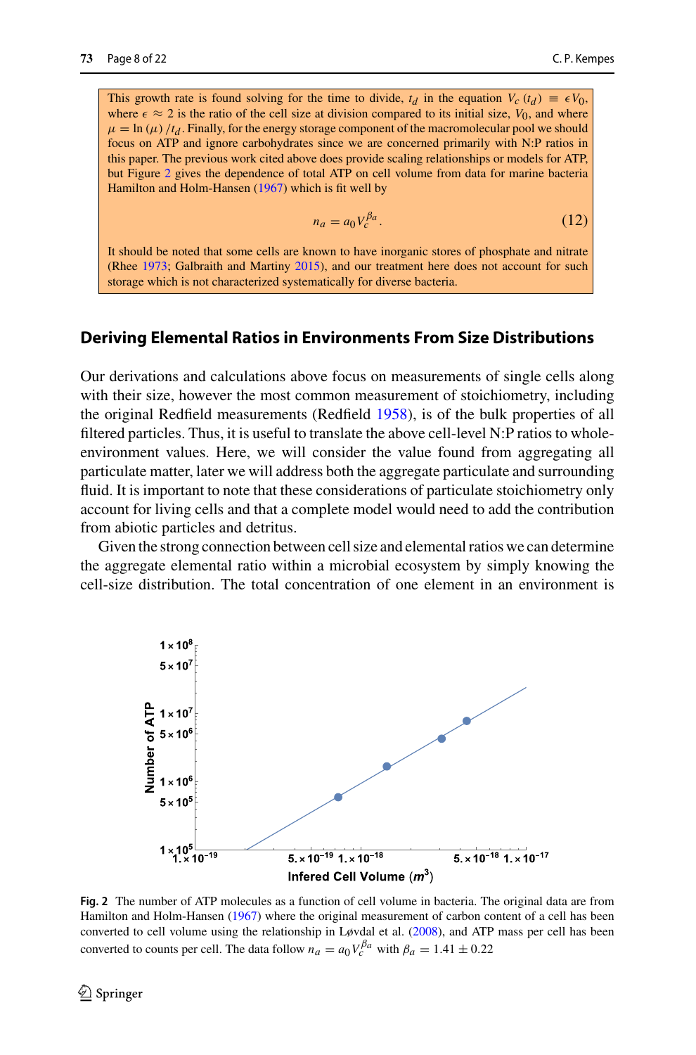This growth rate is found solving for the time to divide, $t_d$ in the equation $V_c(t_d) \equiv \epsilon V_0$, where $\epsilon \approx 2$ is the ratio of the cell size at division compared to its initial size, $V_0$, and where $\mu = \ln(\mu)/t_d$. Finally, for the energy storage component of the macromolecular pool we should focus on ATP and ignore carbohydrates since we are concerned primarily with N:P ratios in this paper. The previous work cited above does provide scaling relationships or models for ATP, but Figure 2 gives the dependence of total ATP on cell volume from data for marine bacteria Hamilton and Holm-Hansen (1967) which is fit well by

$$n_a = a_0 V_c^{\beta_a}. \tag{12}$$

It should be noted that some cells are known to have inorganic stores of phosphate and nitrate (Rhee 1973; Galbraith and Martiny 2015), and our treatment here does not account for such storage which is not characterized systematically for diverse bacteria.

## Deriving Elemental Ratios in Environments From Size Distributions

Our derivations and calculations above focus on measurements of single cells along with their size, however the most common measurement of stoichiometry, including the original Redfield measurements (Redfield 1958), is of the bulk properties of all filtered particles. Thus, it is useful to translate the above cell-level N:P ratios to whole-environment values. Here, we will consider the value found from aggregating all particulate matter, later we will address both the aggregate particulate and surrounding fluid. It is important to note that these considerations of particulate stoichiometry only account for living cells and that a complete model would need to add the contribution from abiotic particles and detritus.

Given the strong connection between cell size and elemental ratios we can determine the aggregate elemental ratio within a microbial ecosystem by simply knowing the cell-size distribution. The total concentration of one element in an environment is

**Fig. 2** The number of ATP molecules as a function of cell volume in bacteria. The original data are from Hamilton and Holm-Hansen (1967) where the original measurement of carbon content of a cell has been converted to cell volume using the relationship in Løvdal et al. (2008), and ATP mass per cell has been converted to counts per cell. The data follow $n_a = a_0 V_c^{\beta_a}$ with $\beta_a = 1.41 \pm 0.22$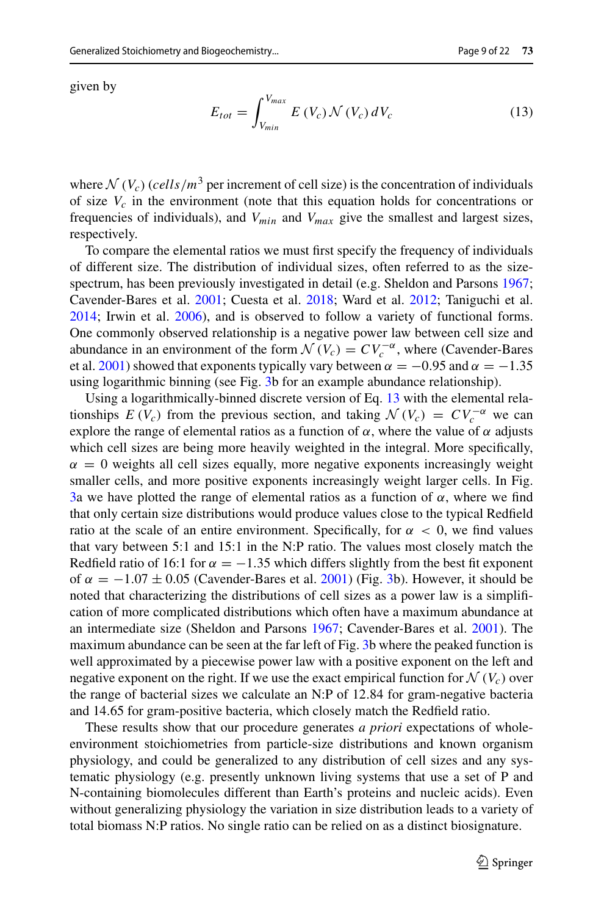given by

$$E_{tot} = \int_{V_{min}}^{V_{max}} E(V_c) \mathcal{N}(V_c)\, dV_c \tag{13}$$

where $\mathcal{N}(V_c)$ ($cells/m^3$ per increment of cell size) is the concentration of individuals of size $V_c$ in the environment (note that this equation holds for concentrations or frequencies of individuals), and $V_{min}$ and $V_{max}$ give the smallest and largest sizes, respectively.

To compare the elemental ratios we must first specify the frequency of individuals of different size. The distribution of individual sizes, often referred to as the size-spectrum, has been previously investigated in detail (e.g. Sheldon and Parsons 1967; Cavender-Bares et al. 2001; Cuesta et al. 2018; Ward et al. 2012; Taniguchi et al. 2014; Irwin et al. 2006), and is observed to follow a variety of functional forms. One commonly observed relationship is a negative power law between cell size and abundance in an environment of the form $\mathcal{N}(V_c) = CV_c^{-\alpha}$, where (Cavender-Bares et al. 2001) showed that exponents typically vary between $\alpha = -0.95$ and $\alpha = -1.35$ using logarithmic binning (see Fig. 3b for an example abundance relationship).

Using a logarithmically-binned discrete version of Eq. 13 with the elemental relationships $E(V_c)$ from the previous section, and taking $\mathcal{N}(V_c) = CV_c^{-\alpha}$ we can explore the range of elemental ratios as a function of $\alpha$, where the value of $\alpha$ adjusts which cell sizes are being more heavily weighted in the integral. More specifically, $\alpha = 0$ weights all cell sizes equally, more negative exponents increasingly weight smaller cells, and more positive exponents increasingly weight larger cells. In Fig. 3a we have plotted the range of elemental ratios as a function of $\alpha$, where we find that only certain size distributions would produce values close to the typical Redfield ratio at the scale of an entire environment. Specifically, for $\alpha < 0$, we find values that vary between 5:1 and 15:1 in the N:P ratio. The values most closely match the Redfield ratio of 16:1 for $\alpha = -1.35$ which differs slightly from the best fit exponent of $\alpha = -1.07 \pm 0.05$ (Cavender-Bares et al. 2001) (Fig. 3b). However, it should be noted that characterizing the distributions of cell sizes as a power law is a simplification of more complicated distributions which often have a maximum abundance at an intermediate size (Sheldon and Parsons 1967; Cavender-Bares et al. 2001). The maximum abundance can be seen at the far left of Fig. 3b where the peaked function is well approximated by a piecewise power law with a positive exponent on the left and negative exponent on the right. If we use the exact empirical function for $\mathcal{N}(V_c)$ over the range of bacterial sizes we calculate an N:P of 12.84 for gram-negative bacteria and 14.65 for gram-positive bacteria, which closely match the Redfield ratio.

These results show that our procedure generates *a priori* expectations of whole-environment stoichiometries from particle-size distributions and known organism physiology, and could be generalized to any distribution of cell sizes and any systematic physiology (e.g. presently unknown living systems that use a set of P and N-containing biomolecules different than Earth's proteins and nucleic acids). Even without generalizing physiology the variation in size distribution leads to a variety of total biomass N:P ratios. No single ratio can be relied on as a distinct biosignature.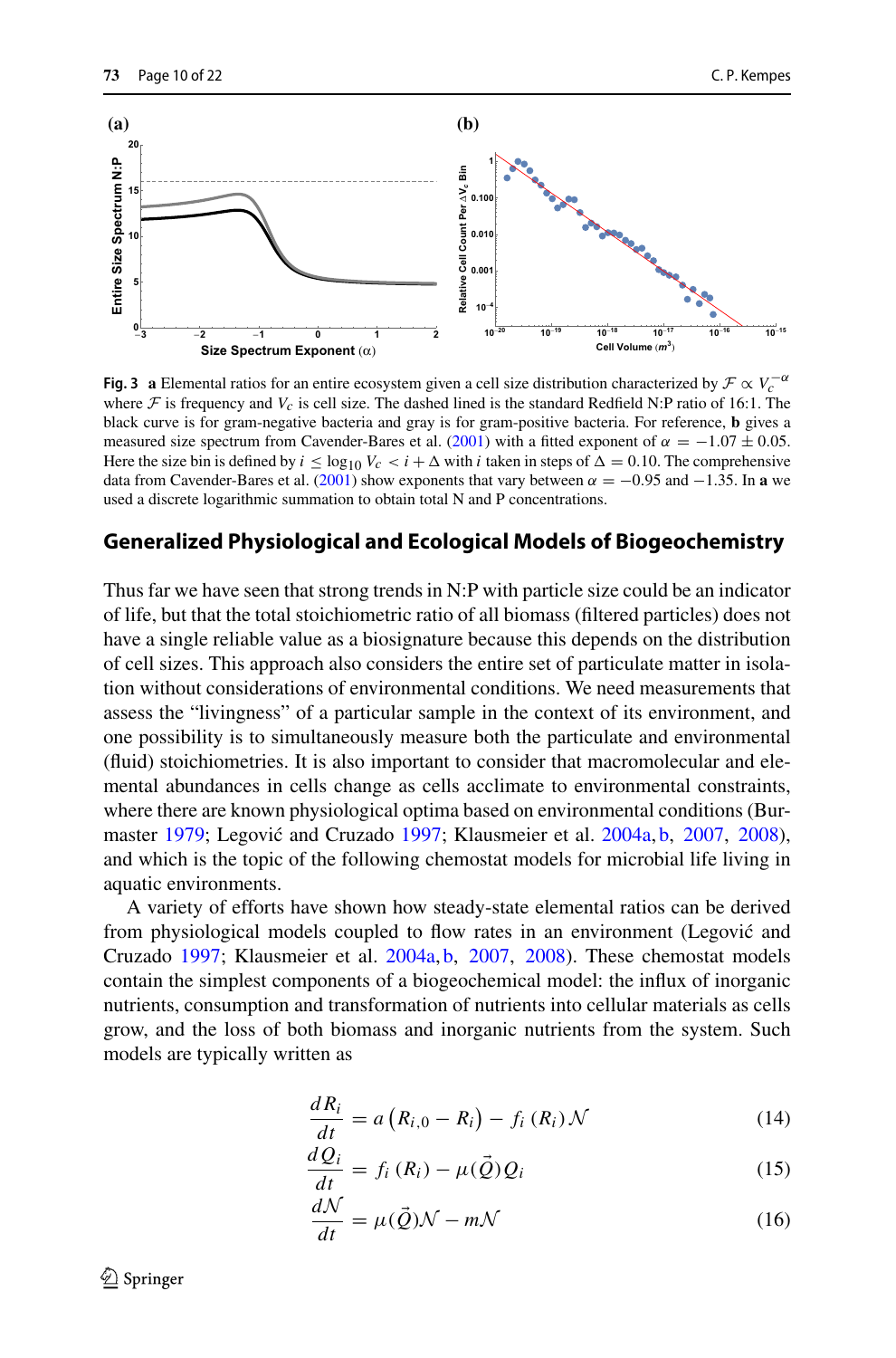**Fig. 3** **a** Elemental ratios for an entire ecosystem given a cell size distribution characterized by $\mathcal{F} \propto V_c^{-\alpha}$ where $\mathcal{F}$ is frequency and $V_c$ is cell size. The dashed lined is the standard Redfield N:P ratio of 16:1. The black curve is for gram-negative bacteria and gray is for gram-positive bacteria. For reference, **b** gives a measured size spectrum from Cavender-Bares et al. (2001) with a fitted exponent of $\alpha = -1.07 \pm 0.05$. Here the size bin is defined by $i \leq \log_{10} V_c < i + \Delta$ with $i$ taken in steps of $\Delta = 0.10$. The comprehensive data from Cavender-Bares et al. (2001) show exponents that vary between $\alpha = -0.95$ and $-1.35$. In **a** we used a discrete logarithmic summation to obtain total N and P concentrations.

## Generalized Physiological and Ecological Models of Biogeochemistry

Thus far we have seen that strong trends in N:P with particle size could be an indicator of life, but that the total stoichiometric ratio of all biomass (filtered particles) does not have a single reliable value as a biosignature because this depends on the distribution of cell sizes. This approach also considers the entire set of particulate matter in isolation without considerations of environmental conditions. We need measurements that assess the "livingness" of a particular sample in the context of its environment, and one possibility is to simultaneously measure both the particulate and environmental (fluid) stoichiometries. It is also important to consider that macromolecular and elemental abundances in cells change as cells acclimate to environmental constraints, where there are known physiological optima based on environmental conditions (Burmaster 1979; Legović and Cruzado 1997; Klausmeier et al. 2004a, b, 2007, 2008), and which is the topic of the following chemostat models for microbial life living in aquatic environments.

A variety of efforts have shown how steady-state elemental ratios can be derived from physiological models coupled to flow rates in an environment (Legović and Cruzado 1997; Klausmeier et al. 2004a, b, 2007, 2008). These chemostat models contain the simplest components of a biogeochemical model: the influx of inorganic nutrients, consumption and transformation of nutrients into cellular materials as cells grow, and the loss of both biomass and inorganic nutrients from the system. Such models are typically written as

$$\frac{dR_i}{dt} = a\left(R_{i,0} - R_i\right) - f_i\left(R_i\right)\mathcal{N} \tag{14}$$

$$\frac{dQ_i}{dt} = f_i\left(R_i\right) - \mu(\vec{Q})Q_i \tag{15}$$

$$\frac{d\mathcal{N}}{dt} = \mu(\vec{Q})\mathcal{N} - m\mathcal{N} \tag{16}$$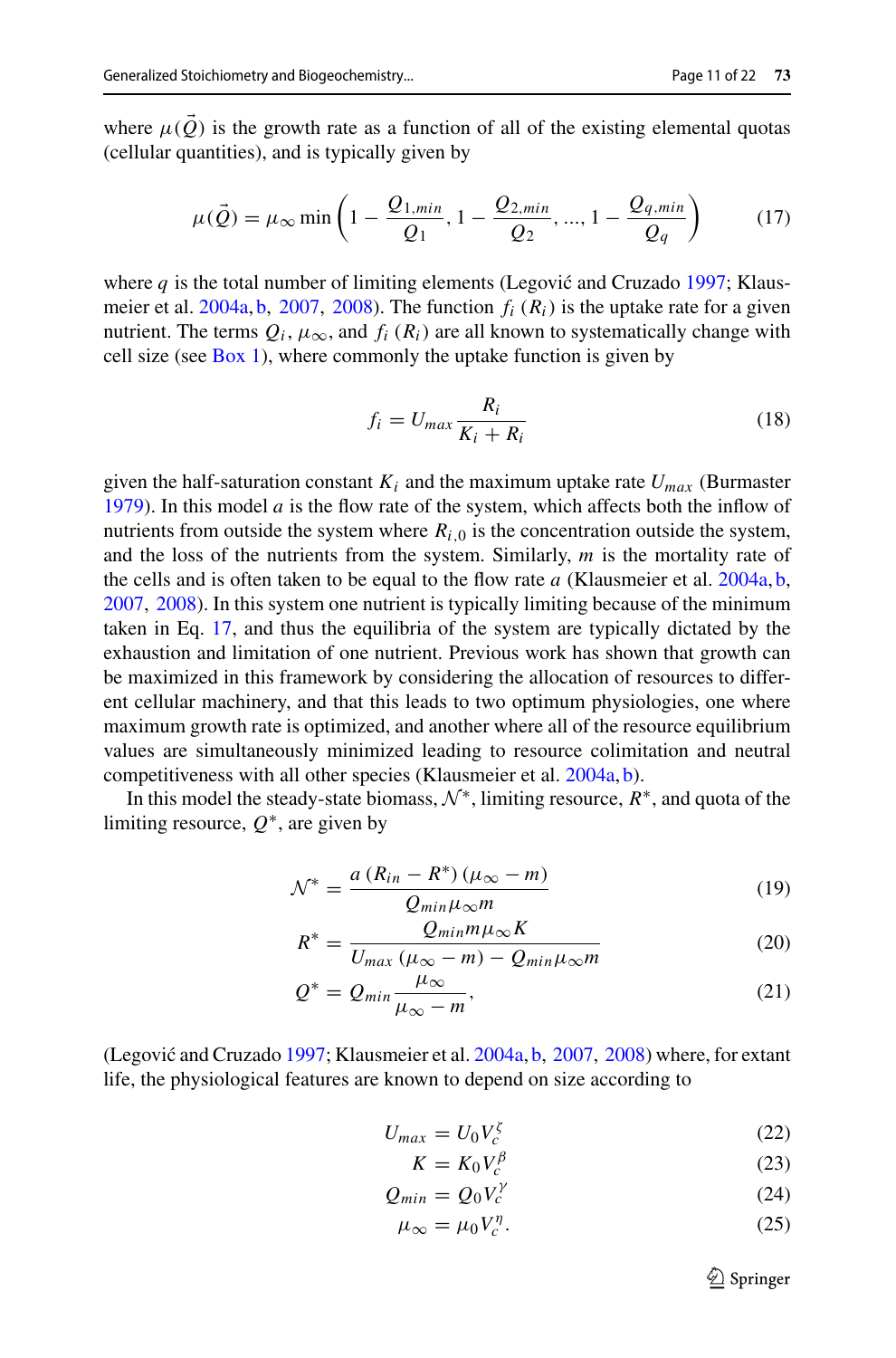where $\mu(\vec{Q})$ is the growth rate as a function of all of the existing elemental quotas (cellular quantities), and is typically given by

$$\mu(\vec{Q}) = \mu_{\infty} \min\left(1 - \frac{Q_{1,min}}{Q_1}, 1 - \frac{Q_{2,min}}{Q_2}, ..., 1 - \frac{Q_{q,min}}{Q_q}\right) \tag{17}$$

where $q$ is the total number of limiting elements (Legović and Cruzado 1997; Klausmeier et al. 2004a, b, 2007, 2008). The function $f_i(R_i)$ is the uptake rate for a given nutrient. The terms $Q_i$, $\mu_\infty$, and $f_i(R_i)$ are all known to systematically change with cell size (see Box 1), where commonly the uptake function is given by

$$f_i = U_{max} \frac{R_i}{K_i + R_i} \tag{18}$$

given the half-saturation constant $K_i$ and the maximum uptake rate $U_{max}$ (Burmaster 1979). In this model $a$ is the flow rate of the system, which affects both the inflow of nutrients from outside the system where $R_{i,0}$ is the concentration outside the system, and the loss of the nutrients from the system. Similarly, $m$ is the mortality rate of the cells and is often taken to be equal to the flow rate $a$ (Klausmeier et al. 2004a, b, 2007, 2008). In this system one nutrient is typically limiting because of the minimum taken in Eq. 17, and thus the equilibria of the system are typically dictated by the exhaustion and limitation of one nutrient. Previous work has shown that growth can be maximized in this framework by considering the allocation of resources to different cellular machinery, and that this leads to two optimum physiologies, one where maximum growth rate is optimized, and another where all of the resource equilibrium values are simultaneously minimized leading to resource colimitation and neutral competitiveness with all other species (Klausmeier et al. 2004a, b).

In this model the steady-state biomass, $\mathcal{N}^*$, limiting resource, $R^*$, and quota of the limiting resource, $Q^*$, are given by

$$\mathcal{N}^* = \frac{a\left(R_{in} - R^*\right)\left(\mu_\infty - m\right)}{Q_{min}\mu_\infty m} \tag{19}$$

$$R^* = \frac{Q_{min} m \mu_\infty K}{U_{max}\left(\mu_\infty - m\right) - Q_{min}\mu_\infty m} \tag{20}$$

$$Q^* = Q_{min}\frac{\mu_\infty}{\mu_\infty - m}, \tag{21}$$

(Legović and Cruzado 1997; Klausmeier et al. 2004a, b, 2007, 2008) where, for extant life, the physiological features are known to depend on size according to

$$U_{max} = U_0 V_c^{\zeta} \tag{22}$$

$$K = K_0 V_c^{\beta} \tag{23}$$

$$Q_{min} = Q_0 V_c^{\gamma} \tag{24}$$

$$\mu_\infty = \mu_0 V_c^{\eta}. \tag{25}$$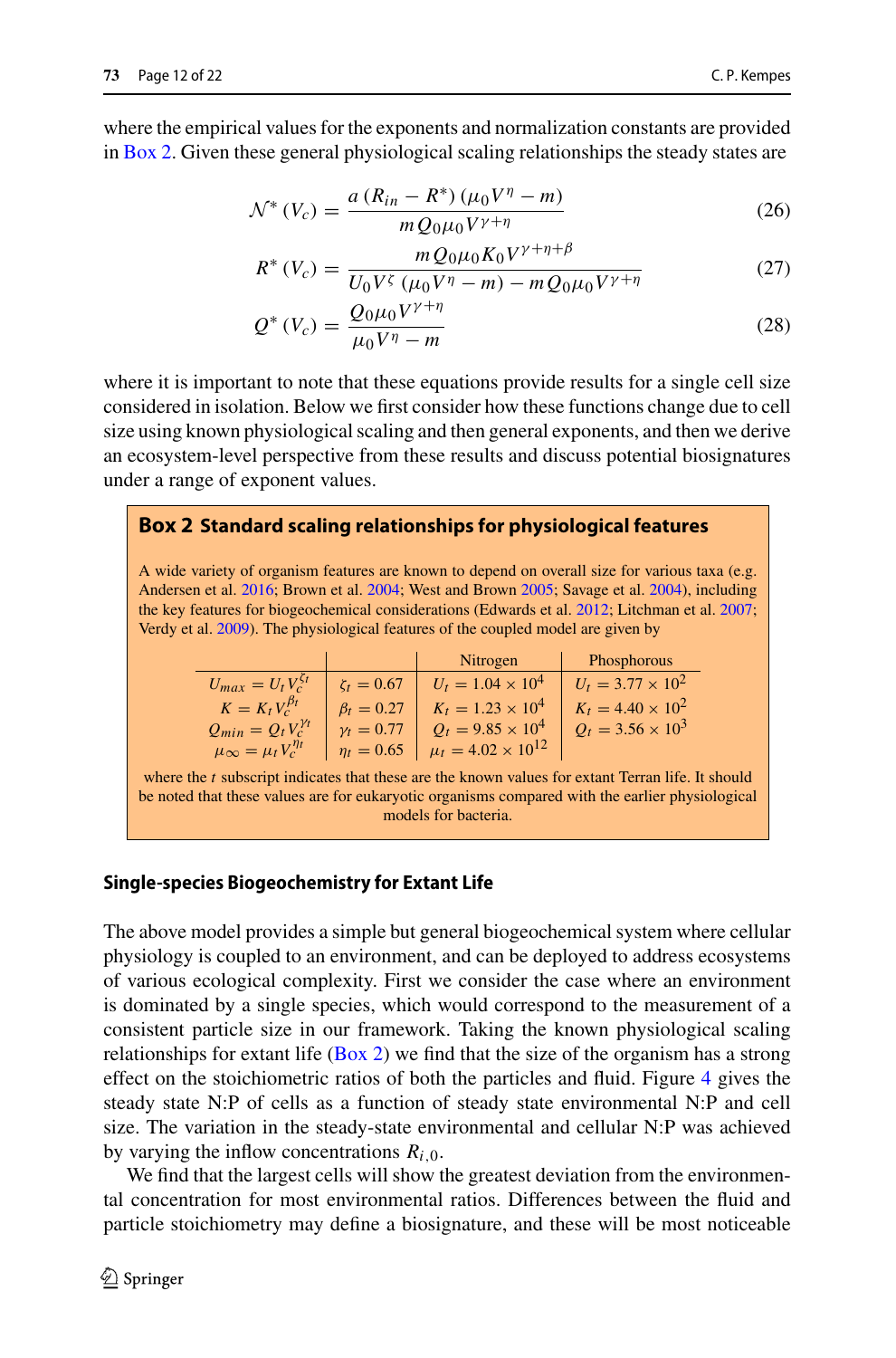where the empirical values for the exponents and normalization constants are provided in Box 2. Given these general physiological scaling relationships the steady states are

$$\mathcal{N}^*(V_c) = \frac{a(R_{in} - R^*)(\mu_0 V^\eta - m)}{m Q_0 \mu_0 V^{\gamma+\eta}} \tag{26}$$

$$R^*(V_c) = \frac{m Q_0 \mu_0 K_0 V^{\gamma+\eta+\beta}}{U_0 V^\zeta (\mu_0 V^\eta - m) - m Q_0 \mu_0 V^{\gamma+\eta}} \tag{27}$$

$$Q^*(V_c) = \frac{Q_0 \mu_0 V^{\gamma+\eta}}{\mu_0 V^\eta - m} \tag{28}$$

where it is important to note that these equations provide results for a single cell size considered in isolation. Below we first consider how these functions change due to cell size using known physiological scaling and then general exponents, and then we derive an ecosystem-level perspective from these results and discuss potential biosignatures under a range of exponent values.

**Box 2 Standard scaling relationships for physiological features**

A wide variety of organism features are known to depend on overall size for various taxa (e.g. Andersen et al. 2016; Brown et al. 2004; West and Brown 2005; Savage et al. 2004), including the key features for biogeochemical considerations (Edwards et al. 2012; Litchman et al. 2007; Verdy et al. 2009). The physiological features of the coupled model are given by

| | | Nitrogen | Phosphorous |
|---|---|---|---|
| $U_{max} = U_t V_c^{\zeta_t}$ | $\zeta_t = 0.67$ | $U_t = 1.04 \times 10^4$ | $U_t = 3.77 \times 10^2$ |
| $K = K_t V_c^{\beta_t}$ | $\beta_t = 0.27$ | $K_t = 1.23 \times 10^4$ | $K_t = 4.40 \times 10^2$ |
| $Q_{min} = Q_t V_c^{\gamma_t}$ | $\gamma_t = 0.77$ | $Q_t = 9.85 \times 10^4$ | $Q_t = 3.56 \times 10^3$ |
| $\mu_\infty = \mu_t V_c^{\eta_t}$ | $\eta_t = 0.65$ | $\mu_t = 4.02 \times 10^{12}$ | |

where the $t$ subscript indicates that these are the known values for extant Terran life. It should be noted that these values are for eukaryotic organisms compared with the earlier physiological models for bacteria.

### Single-species Biogeochemistry for Extant Life

The above model provides a simple but general biogeochemical system where cellular physiology is coupled to an environment, and can be deployed to address ecosystems of various ecological complexity. First we consider the case where an environment is dominated by a single species, which would correspond to the measurement of a consistent particle size in our framework. Taking the known physiological scaling relationships for extant life (Box 2) we find that the size of the organism has a strong effect on the stoichiometric ratios of both the particles and fluid. Figure 4 gives the steady state N:P of cells as a function of steady state environmental N:P and cell size. The variation in the steady-state environmental and cellular N:P was achieved by varying the inflow concentrations $R_{i,0}$.

We find that the largest cells will show the greatest deviation from the environmental concentration for most environmental ratios. Differences between the fluid and particle stoichiometry may define a biosignature, and these will be most noticeable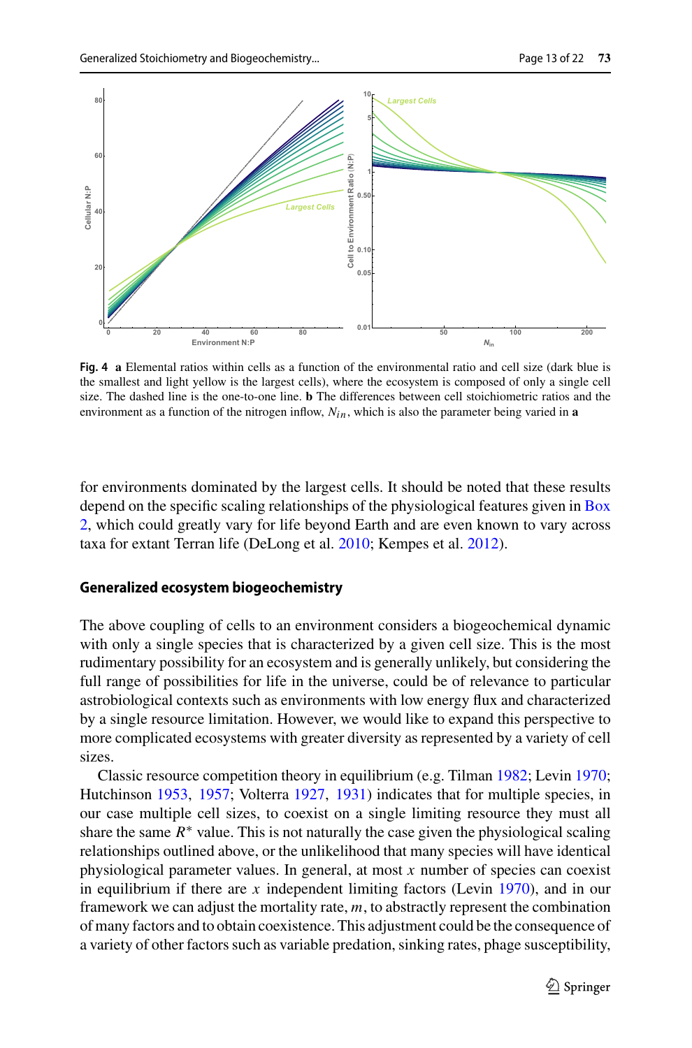**Fig. 4** **a** Elemental ratios within cells as a function of the environmental ratio and cell size (dark blue is the smallest and light yellow is the largest cells), where the ecosystem is composed of only a single cell size. The dashed line is the one-to-one line. **b** The differences between cell stoichiometric ratios and the environment as a function of the nitrogen inflow, $N_{in}$, which is also the parameter being varied in **a**

for environments dominated by the largest cells. It should be noted that these results depend on the specific scaling relationships of the physiological features given in Box 2, which could greatly vary for life beyond Earth and are even known to vary across taxa for extant Terran life (DeLong et al. 2010; Kempes et al. 2012).

## Generalized ecosystem biogeochemistry

The above coupling of cells to an environment considers a biogeochemical dynamic with only a single species that is characterized by a given cell size. This is the most rudimentary possibility for an ecosystem and is generally unlikely, but considering the full range of possibilities for life in the universe, could be of relevance to particular astrobiological contexts such as environments with low energy flux and characterized by a single resource limitation. However, we would like to expand this perspective to more complicated ecosystems with greater diversity as represented by a variety of cell sizes.

Classic resource competition theory in equilibrium (e.g. Tilman 1982; Levin 1970; Hutchinson 1953, 1957; Volterra 1927, 1931) indicates that for multiple species, in our case multiple cell sizes, to coexist on a single limiting resource they must all share the same $R^*$ value. This is not naturally the case given the physiological scaling relationships outlined above, or the unlikelihood that many species will have identical physiological parameter values. In general, at most $x$ number of species can coexist in equilibrium if there are $x$ independent limiting factors (Levin 1970), and in our framework we can adjust the mortality rate, $m$, to abstractly represent the combination of many factors and to obtain coexistence. This adjustment could be the consequence of a variety of other factors such as variable predation, sinking rates, phage susceptibility,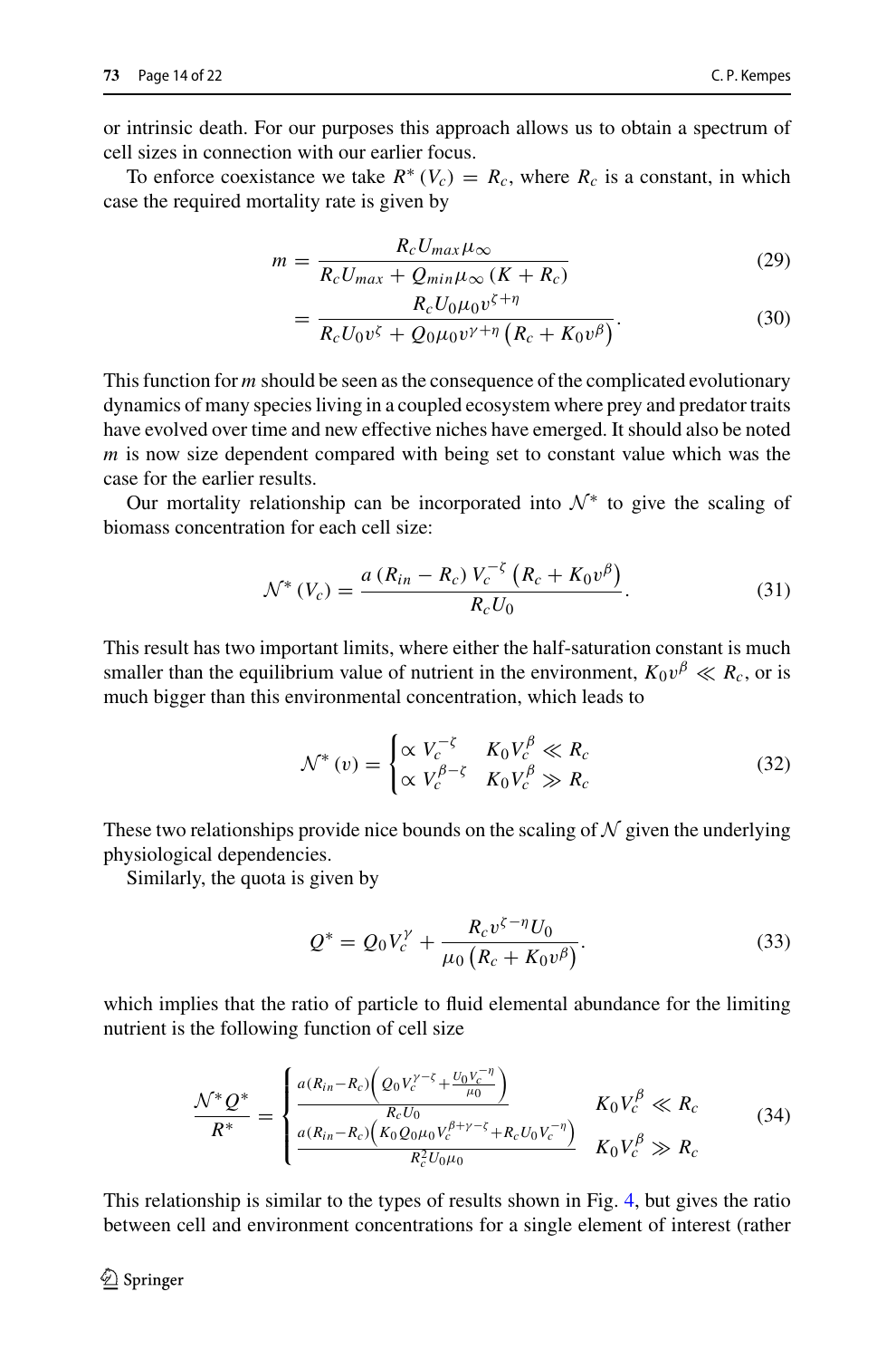or intrinsic death. For our purposes this approach allows us to obtain a spectrum of cell sizes in connection with our earlier focus.

To enforce coexistance we take $R^*(V_c) = R_c$, where $R_c$ is a constant, in which case the required mortality rate is given by

$$m = \frac{R_c U_{max} \mu_\infty}{R_c U_{max} + Q_{min} \mu_\infty (K + R_c)} \tag{29}$$

$$= \frac{R_c U_0 \mu_0 v^{\zeta+\eta}}{R_c U_0 v^\zeta + Q_0 \mu_0 v^{\gamma+\eta} \left(R_c + K_0 v^\beta\right)}. \tag{30}$$

This function for $m$ should be seen as the consequence of the complicated evolutionary dynamics of many species living in a coupled ecosystem where prey and predator traits have evolved over time and new effective niches have emerged. It should also be noted $m$ is now size dependent compared with being set to constant value which was the case for the earlier results.

Our mortality relationship can be incorporated into $\mathcal{N}^*$ to give the scaling of biomass concentration for each cell size:

$$\mathcal{N}^*(V_c) = \frac{a (R_{in} - R_c) V_c^{-\zeta} \left(R_c + K_0 v^\beta\right)}{R_c U_0}. \tag{31}$$

This result has two important limits, where either the half-saturation constant is much smaller than the equilibrium value of nutrient in the environment, $K_0 v^\beta \ll R_c$, or is much bigger than this environmental concentration, which leads to

$$\mathcal{N}^*(v) = \begin{cases} \propto V_c^{-\zeta} & K_0 V_c^\beta \ll R_c \\ \propto V_c^{\beta-\zeta} & K_0 V_c^\beta \gg R_c \end{cases} \tag{32}$$

These two relationships provide nice bounds on the scaling of $\mathcal{N}$ given the underlying physiological dependencies.

Similarly, the quota is given by

$$Q^* = Q_0 V_c^\gamma + \frac{R_c v^{\zeta-\eta} U_0}{\mu_0 \left(R_c + K_0 v^\beta\right)}. \tag{33}$$

which implies that the ratio of particle to fluid elemental abundance for the limiting nutrient is the following function of cell size

$$\frac{\mathcal{N}^* Q^*}{R^*} = \begin{cases} \frac{a(R_{in}-R_c)\left(Q_0 V_c^{\gamma-\zeta} + \frac{U_0 V_c^{-\eta}}{\mu_0}\right)}{R_c U_0} & K_0 V_c^\beta \ll R_c \\ \frac{a(R_{in}-R_c)\left(K_0 Q_0 \mu_0 V_c^{\beta+\gamma-\zeta} + R_c U_0 V_c^{-\eta}\right)}{R_c^2 U_0 \mu_0} & K_0 V_c^\beta \gg R_c \end{cases} \tag{34}$$

This relationship is similar to the types of results shown in Fig. 4, but gives the ratio between cell and environment concentrations for a single element of interest (rather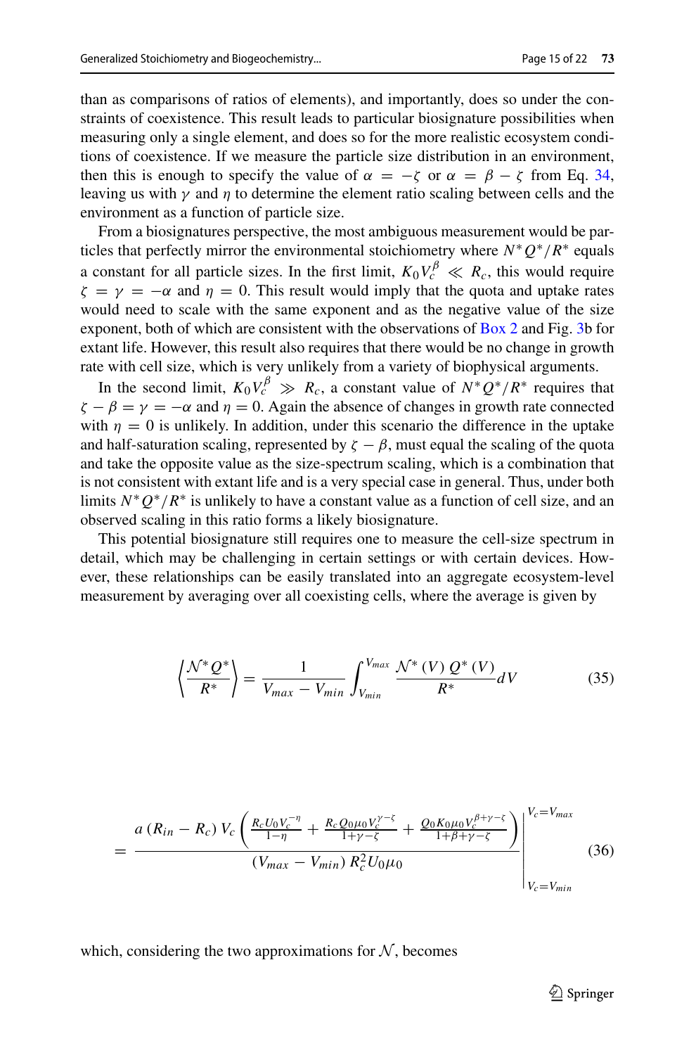than as comparisons of ratios of elements), and importantly, does so under the constraints of coexistence. This result leads to particular biosignature possibilities when measuring only a single element, and does so for the more realistic ecosystem conditions of coexistence. If we measure the particle size distribution in an environment, then this is enough to specify the value of $\alpha = -\zeta$ or $\alpha = \beta - \zeta$ from Eq. 34, leaving us with $\gamma$ and $\eta$ to determine the element ratio scaling between cells and the environment as a function of particle size.

From a biosignatures perspective, the most ambiguous measurement would be particles that perfectly mirror the environmental stoichiometry where $N^*Q^*/R^*$ equals a constant for all particle sizes. In the first limit, $K_0 V_c^{\beta} \ll R_c$, this would require $\zeta = \gamma = -\alpha$ and $\eta = 0$. This result would imply that the quota and uptake rates would need to scale with the same exponent and as the negative value of the size exponent, both of which are consistent with the observations of Box 2 and Fig. 3b for extant life. However, this result also requires that there would be no change in growth rate with cell size, which is very unlikely from a variety of biophysical arguments.

In the second limit, $K_0 V_c^{\beta} \gg R_c$, a constant value of $N^*Q^*/R^*$ requires that $\zeta - \beta = \gamma = -\alpha$ and $\eta = 0$. Again the absence of changes in growth rate connected with $\eta = 0$ is unlikely. In addition, under this scenario the difference in the uptake and half-saturation scaling, represented by $\zeta - \beta$, must equal the scaling of the quota and take the opposite value as the size-spectrum scaling, which is a combination that is not consistent with extant life and is a very special case in general. Thus, under both limits $N^*Q^*/R^*$ is unlikely to have a constant value as a function of cell size, and an observed scaling in this ratio forms a likely biosignature.

This potential biosignature still requires one to measure the cell-size spectrum in detail, which may be challenging in certain settings or with certain devices. However, these relationships can be easily translated into an aggregate ecosystem-level measurement by averaging over all coexisting cells, where the average is given by

$$\left\langle \frac{\mathcal{N}^* Q^*}{R^*} \right\rangle = \frac{1}{V_{max} - V_{min}} \int_{V_{min}}^{V_{max}} \frac{\mathcal{N}^*(V)\, Q^*(V)}{R^*} dV \tag{35}$$

$$= \left. \frac{a\,(R_{in} - R_c)\, V_c \left( \frac{R_c U_0 V_c^{-\eta}}{1-\eta} + \frac{R_c Q_0 \mu_0 V_c^{\gamma-\zeta}}{1+\gamma-\zeta} + \frac{Q_0 K_0 \mu_0 V_c^{\beta+\gamma-\zeta}}{1+\beta+\gamma-\zeta} \right)}{(V_{max} - V_{min})\, R_c^2 U_0 \mu_0} \right|_{V_c = V_{min}}^{V_c = V_{max}} \tag{36}$$

which, considering the two approximations for $\mathcal{N}$, becomes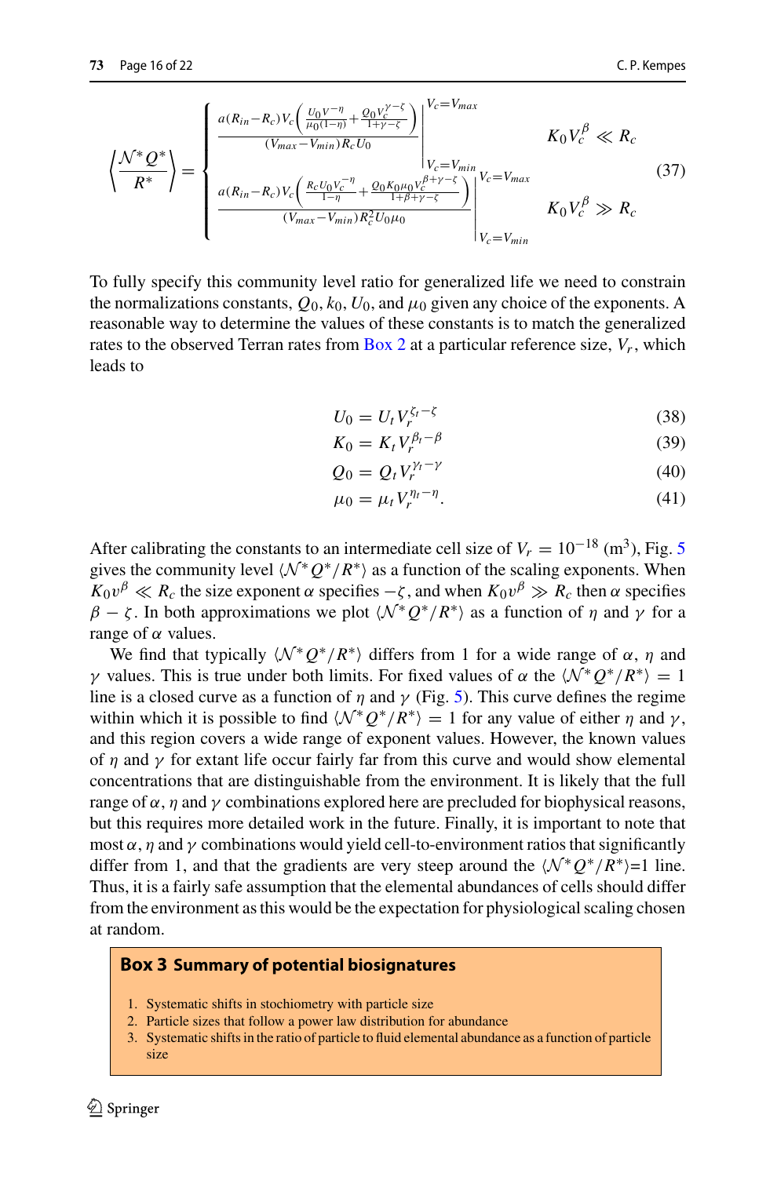$$
\left\langle \frac{\mathcal{N}^* Q^*}{R^*} \right\rangle = \begin{cases} \left. \dfrac{a(R_{in}-R_c)V_c\left(\frac{U_0 V^{-\eta}}{\mu_0(1-\eta)} + \frac{Q_0 V_c^{\gamma-\zeta}}{1+\gamma-\zeta}\right)}{(V_{max}-V_{min})R_c U_0} \right|_{V_c=V_{min}}^{V_c=V_{max}} & K_0 V_c^{\beta} \ll R_c \\ \left. \dfrac{a(R_{in}-R_c)V_c\left(\frac{R_c U_0 V_c^{-\eta}}{1-\eta} + \frac{Q_0 K_0 \mu_0 V_c^{\beta+\gamma-\zeta}}{1+\beta+\gamma-\zeta}\right)}{(V_{max}-V_{min})R_c^2 U_0 \mu_0} \right|_{V_c=V_{min}}^{V_c=V_{max}} & K_0 V_c^{\beta} \gg R_c \end{cases} \tag{37}
$$

To fully specify this community level ratio for generalized life we need to constrain the normalizations constants, $Q_0$, $k_0$, $U_0$, and $\mu_0$ given any choice of the exponents. A reasonable way to determine the values of these constants is to match the generalized rates to the observed Terran rates from Box 2 at a particular reference size, $V_r$, which leads to

$$
U_0 = U_t V_r^{\zeta_t - \zeta} \tag{38}
$$

$$
K_0 = K_t V_r^{\beta_t - \beta} \tag{39}
$$

$$
Q_0 = Q_t V_r^{\gamma_t - \gamma} \tag{40}
$$

$$
\mu_0 = \mu_t V_r^{\eta_t - \eta}. \tag{41}
$$

After calibrating the constants to an intermediate cell size of $V_r = 10^{-18}$ (m$^3$), Fig. 5 gives the community level $\langle \mathcal{N}^* Q^*/R^* \rangle$ as a function of the scaling exponents. When $K_0 v^{\beta} \ll R_c$ the size exponent $\alpha$ specifies $-\zeta$, and when $K_0 v^{\beta} \gg R_c$ then $\alpha$ specifies $\beta - \zeta$. In both approximations we plot $\langle \mathcal{N}^* Q^*/R^* \rangle$ as a function of $\eta$ and $\gamma$ for a range of $\alpha$ values.

We find that typically $\langle \mathcal{N}^* Q^*/R^* \rangle$ differs from 1 for a wide range of $\alpha$, $\eta$ and $\gamma$ values. This is true under both limits. For fixed values of $\alpha$ the $\langle \mathcal{N}^* Q^*/R^* \rangle = 1$ line is a closed curve as a function of $\eta$ and $\gamma$ (Fig. 5). This curve defines the regime within which it is possible to find $\langle \mathcal{N}^* Q^*/R^* \rangle = 1$ for any value of either $\eta$ and $\gamma$, and this region covers a wide range of exponent values. However, the known values of $\eta$ and $\gamma$ for extant life occur fairly far from this curve and would show elemental concentrations that are distinguishable from the environment. It is likely that the full range of $\alpha$, $\eta$ and $\gamma$ combinations explored here are precluded for biophysical reasons, but this requires more detailed work in the future. Finally, it is important to note that most $\alpha$, $\eta$ and $\gamma$ combinations would yield cell-to-environment ratios that significantly differ from 1, and that the gradients are very steep around the $\langle \mathcal{N}^* Q^*/R^* \rangle$=1 line. Thus, it is a fairly safe assumption that the elemental abundances of cells should differ from the environment as this would be the expectation for physiological scaling chosen at random.

**Box 3 Summary of potential biosignatures**

1. Systematic shifts in stochiometry with particle size
2. Particle sizes that follow a power law distribution for abundance
3. Systematic shifts in the ratio of particle to fluid elemental abundance as a function of particle size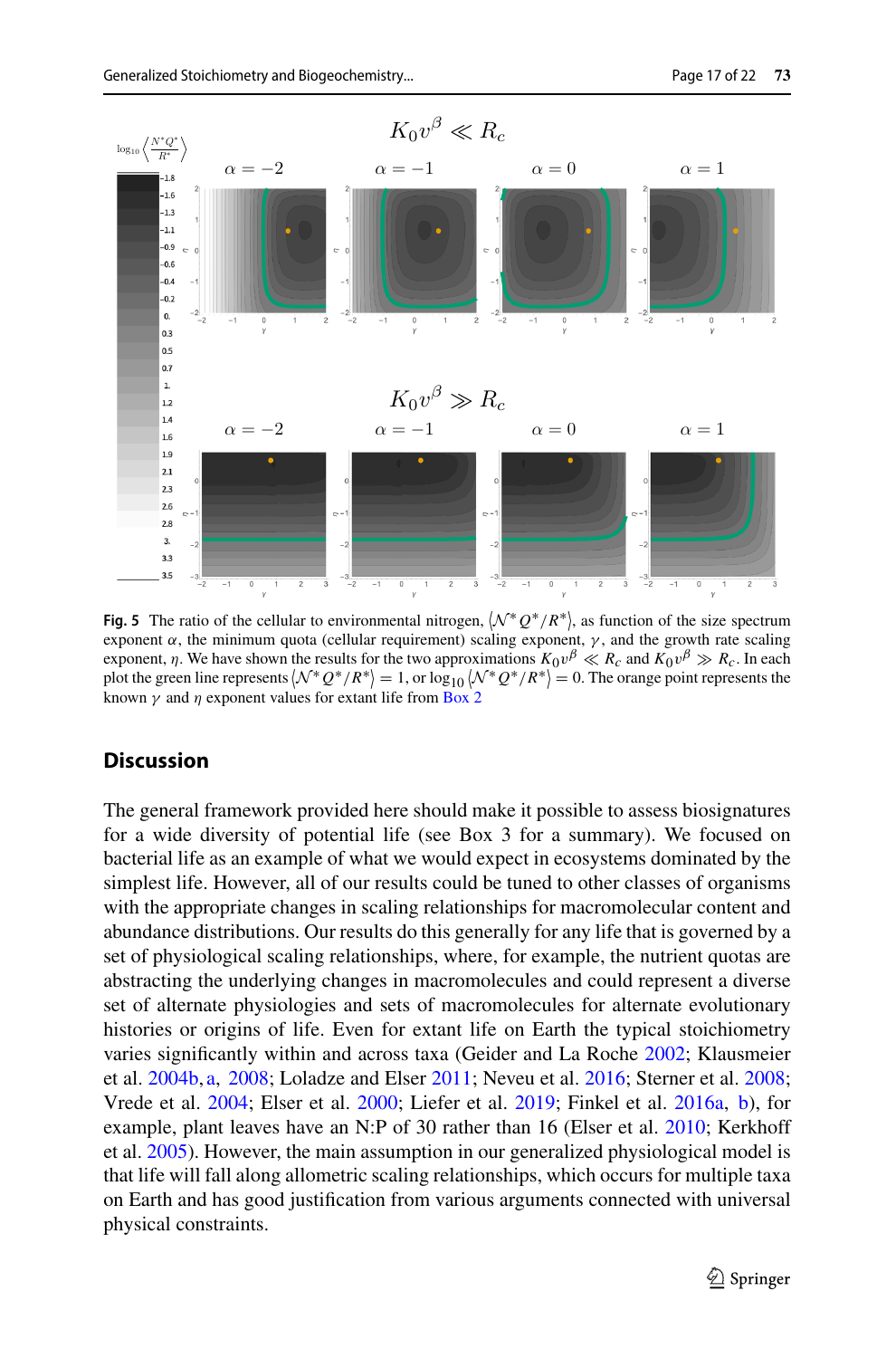**Fig. 5** The ratio of the cellular to environmental nitrogen, $\langle \mathcal{N}^* Q^*/R^* \rangle$, as function of the size spectrum exponent $\alpha$, the minimum quota (cellular requirement) scaling exponent, $\gamma$, and the growth rate scaling exponent, $\eta$. We have shown the results for the two approximations $K_0 v^\beta \ll R_c$ and $K_0 v^\beta \gg R_c$. In each plot the green line represents $\langle \mathcal{N}^* Q^*/R^* \rangle = 1$, or $\log_{10} \langle \mathcal{N}^* Q^*/R^* \rangle = 0$. The orange point represents the known $\gamma$ and $\eta$ exponent values for extant life from Box 2

## Discussion

The general framework provided here should make it possible to assess biosignatures for a wide diversity of potential life (see Box 3 for a summary). We focused on bacterial life as an example of what we would expect in ecosystems dominated by the simplest life. However, all of our results could be tuned to other classes of organisms with the appropriate changes in scaling relationships for macromolecular content and abundance distributions. Our results do this generally for any life that is governed by a set of physiological scaling relationships, where, for example, the nutrient quotas are abstracting the underlying changes in macromolecules and could represent a diverse set of alternate physiologies and sets of macromolecules for alternate evolutionary histories or origins of life. Even for extant life on Earth the typical stoichiometry varies significantly within and across taxa (Geider and La Roche 2002; Klausmeier et al. 2004b, a, 2008; Loladze and Elser 2011; Neveu et al. 2016; Sterner et al. 2008; Vrede et al. 2004; Elser et al. 2000; Liefer et al. 2019; Finkel et al. 2016a, b), for example, plant leaves have an N:P of 30 rather than 16 (Elser et al. 2010; Kerkhoff et al. 2005). However, the main assumption in our generalized physiological model is that life will fall along allometric scaling relationships, which occurs for multiple taxa on Earth and has good justification from various arguments connected with universal physical constraints.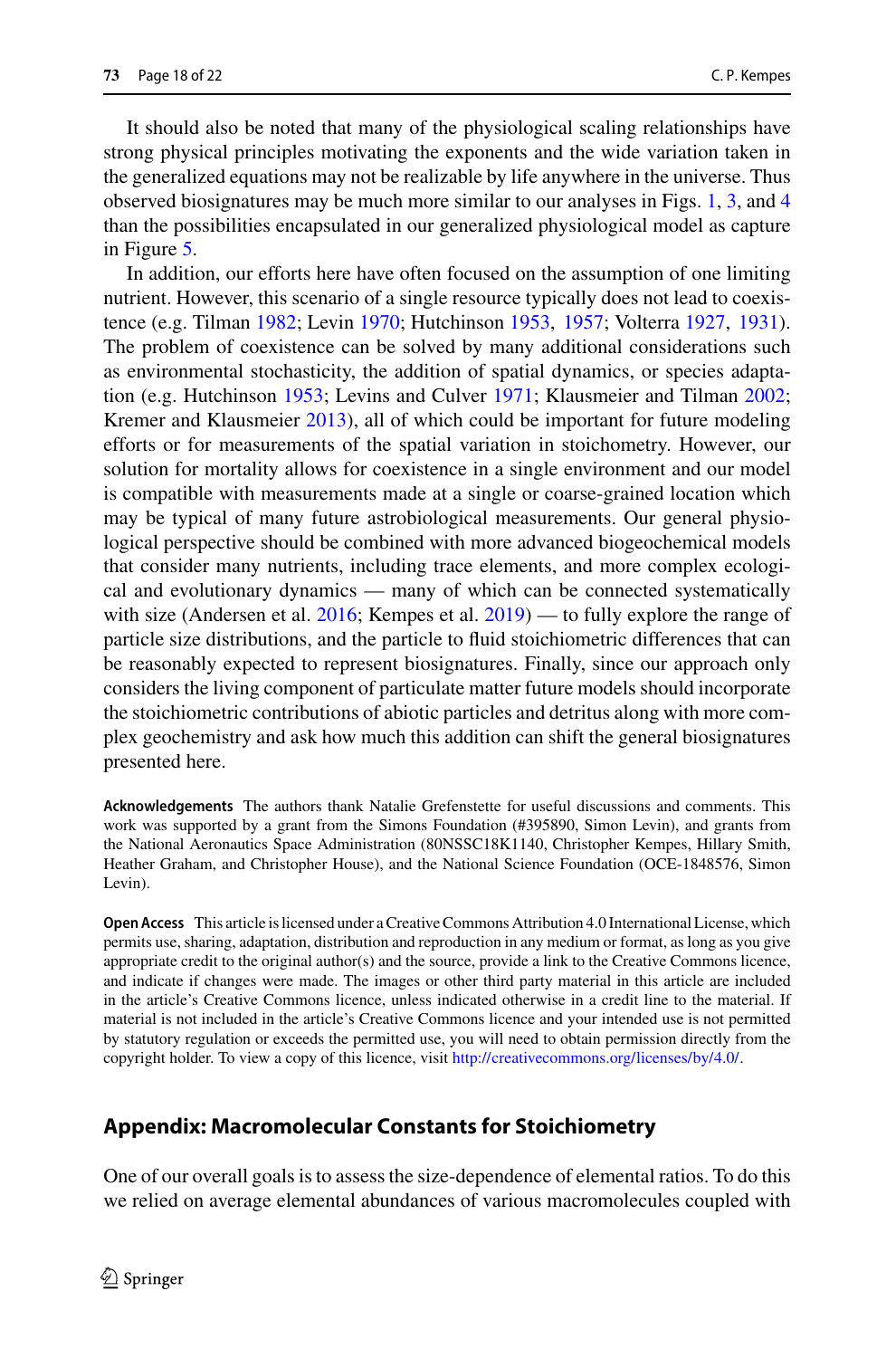It should also be noted that many of the physiological scaling relationships have strong physical principles motivating the exponents and the wide variation taken in the generalized equations may not be realizable by life anywhere in the universe. Thus observed biosignatures may be much more similar to our analyses in Figs. 1, 3, and 4 than the possibilities encapsulated in our generalized physiological model as capture in Figure 5.

In addition, our efforts here have often focused on the assumption of one limiting nutrient. However, this scenario of a single resource typically does not lead to coexistence (e.g. Tilman 1982; Levin 1970; Hutchinson 1953, 1957; Volterra 1927, 1931). The problem of coexistence can be solved by many additional considerations such as environmental stochasticity, the addition of spatial dynamics, or species adaptation (e.g. Hutchinson 1953; Levins and Culver 1971; Klausmeier and Tilman 2002; Kremer and Klausmeier 2013), all of which could be important for future modeling efforts or for measurements of the spatial variation in stoichometry. However, our solution for mortality allows for coexistence in a single environment and our model is compatible with measurements made at a single or coarse-grained location which may be typical of many future astrobiological measurements. Our general physiological perspective should be combined with more advanced biogeochemical models that consider many nutrients, including trace elements, and more complex ecological and evolutionary dynamics — many of which can be connected systematically with size (Andersen et al. 2016; Kempes et al. 2019) — to fully explore the range of particle size distributions, and the particle to fluid stoichiometric differences that can be reasonably expected to represent biosignatures. Finally, since our approach only considers the living component of particulate matter future models should incorporate the stoichiometric contributions of abiotic particles and detritus along with more complex geochemistry and ask how much this addition can shift the general biosignatures presented here.

**Acknowledgements** The authors thank Natalie Grefenstette for useful discussions and comments. This work was supported by a grant from the Simons Foundation (#395890, Simon Levin), and grants from the National Aeronautics Space Administration (80NSSC18K1140, Christopher Kempes, Hillary Smith, Heather Graham, and Christopher House), and the National Science Foundation (OCE-1848576, Simon Levin).

**Open Access** This article is licensed under a Creative Commons Attribution 4.0 International License, which permits use, sharing, adaptation, distribution and reproduction in any medium or format, as long as you give appropriate credit to the original author(s) and the source, provide a link to the Creative Commons licence, and indicate if changes were made. The images or other third party material in this article are included in the article's Creative Commons licence, unless indicated otherwise in a credit line to the material. If material is not included in the article's Creative Commons licence and your intended use is not permitted by statutory regulation or exceeds the permitted use, you will need to obtain permission directly from the copyright holder. To view a copy of this licence, visit http://creativecommons.org/licenses/by/4.0/.

## Appendix: Macromolecular Constants for Stoichiometry

One of our overall goals is to assess the size-dependence of elemental ratios. To do this we relied on average elemental abundances of various macromolecules coupled with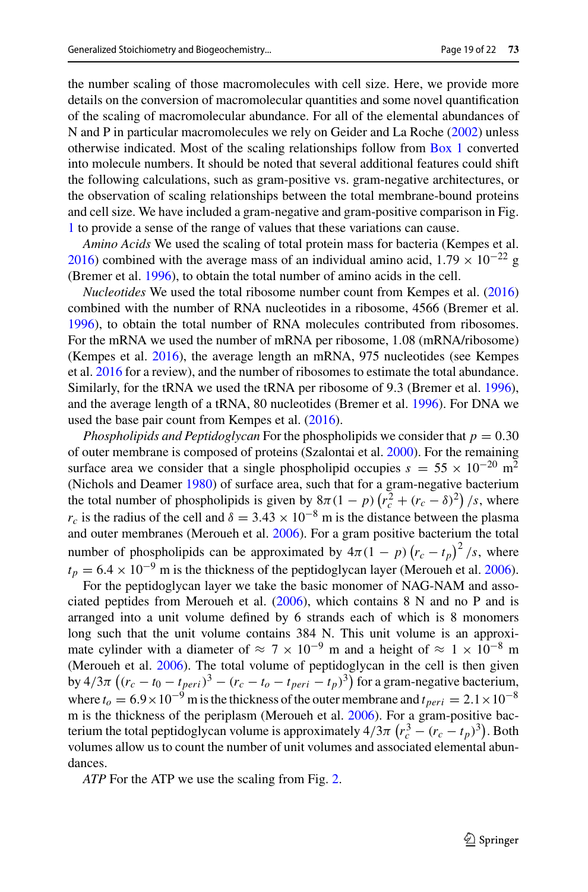the number scaling of those macromolecules with cell size. Here, we provide more details on the conversion of macromolecular quantities and some novel quantification of the scaling of macromolecular abundance. For all of the elemental abundances of N and P in particular macromolecules we rely on Geider and La Roche (2002) unless otherwise indicated. Most of the scaling relationships follow from Box 1 converted into molecule numbers. It should be noted that several additional features could shift the following calculations, such as gram-positive vs. gram-negative architectures, or the observation of scaling relationships between the total membrane-bound proteins and cell size. We have included a gram-negative and gram-positive comparison in Fig. 1 to provide a sense of the range of values that these variations can cause.

*Amino Acids* We used the scaling of total protein mass for bacteria (Kempes et al. 2016) combined with the average mass of an individual amino acid, $1.79 \times 10^{-22}$ g (Bremer et al. 1996), to obtain the total number of amino acids in the cell.

*Nucleotides* We used the total ribosome number count from Kempes et al. (2016) combined with the number of RNA nucleotides in a ribosome, 4566 (Bremer et al. 1996), to obtain the total number of RNA molecules contributed from ribosomes. For the mRNA we used the number of mRNA per ribosome, 1.08 (mRNA/ribosome) (Kempes et al. 2016), the average length an mRNA, 975 nucleotides (see Kempes et al. 2016 for a review), and the number of ribosomes to estimate the total abundance. Similarly, for the tRNA we used the tRNA per ribosome of 9.3 (Bremer et al. 1996), and the average length of a tRNA, 80 nucleotides (Bremer et al. 1996). For DNA we used the base pair count from Kempes et al. (2016).

*Phospholipids and Peptidoglycan* For the phospholipids we consider that $p = 0.30$ of outer membrane is composed of proteins (Szalontai et al. 2000). For the remaining surface area we consider that a single phospholipid occupies $s = 55 \times 10^{-20}$ m$^2$ (Nichols and Deamer 1980) of surface area, such that for a gram-negative bacterium the total number of phospholipids is given by $8\pi(1-p)\left(r_c^2 + (r_c - \delta)^2\right)/s$, where $r_c$ is the radius of the cell and $\delta = 3.43 \times 10^{-8}$ m is the distance between the plasma and outer membranes (Meroueh et al. 2006). For a gram positive bacterium the total number of phospholipids can be approximated by $4\pi(1-p)\left(r_c - t_p\right)^2/s$, where $t_p = 6.4 \times 10^{-9}$ m is the thickness of the peptidoglycan layer (Meroueh et al. 2006).

For the peptidoglycan layer we take the basic monomer of NAG-NAM and associated peptides from Meroueh et al. (2006), which contains 8 N and no P and is arranged into a unit volume defined by 6 strands each of which is 8 monomers long such that the unit volume contains 384 N. This unit volume is an approximate cylinder with a diameter of $\approx 7 \times 10^{-9}$ m and a height of $\approx 1 \times 10^{-8}$ m (Meroueh et al. 2006). The total volume of peptidoglycan in the cell is then given by $4/3\pi\left((r_c - t_0 - t_{peri})^3 - (r_c - t_o - t_{peri} - t_p)^3\right)$ for a gram-negative bacterium, where $t_o = 6.9 \times 10^{-9}$ m is the thickness of the outer membrane and $t_{peri} = 2.1 \times 10^{-8}$ m is the thickness of the periplasm (Meroueh et al. 2006). For a gram-positive bacterium the total peptidoglycan volume is approximately $4/3\pi\left(r_c^3 - (r_c - t_p)^3\right)$. Both volumes allow us to count the number of unit volumes and associated elemental abundances.

*ATP* For the ATP we use the scaling from Fig. 2.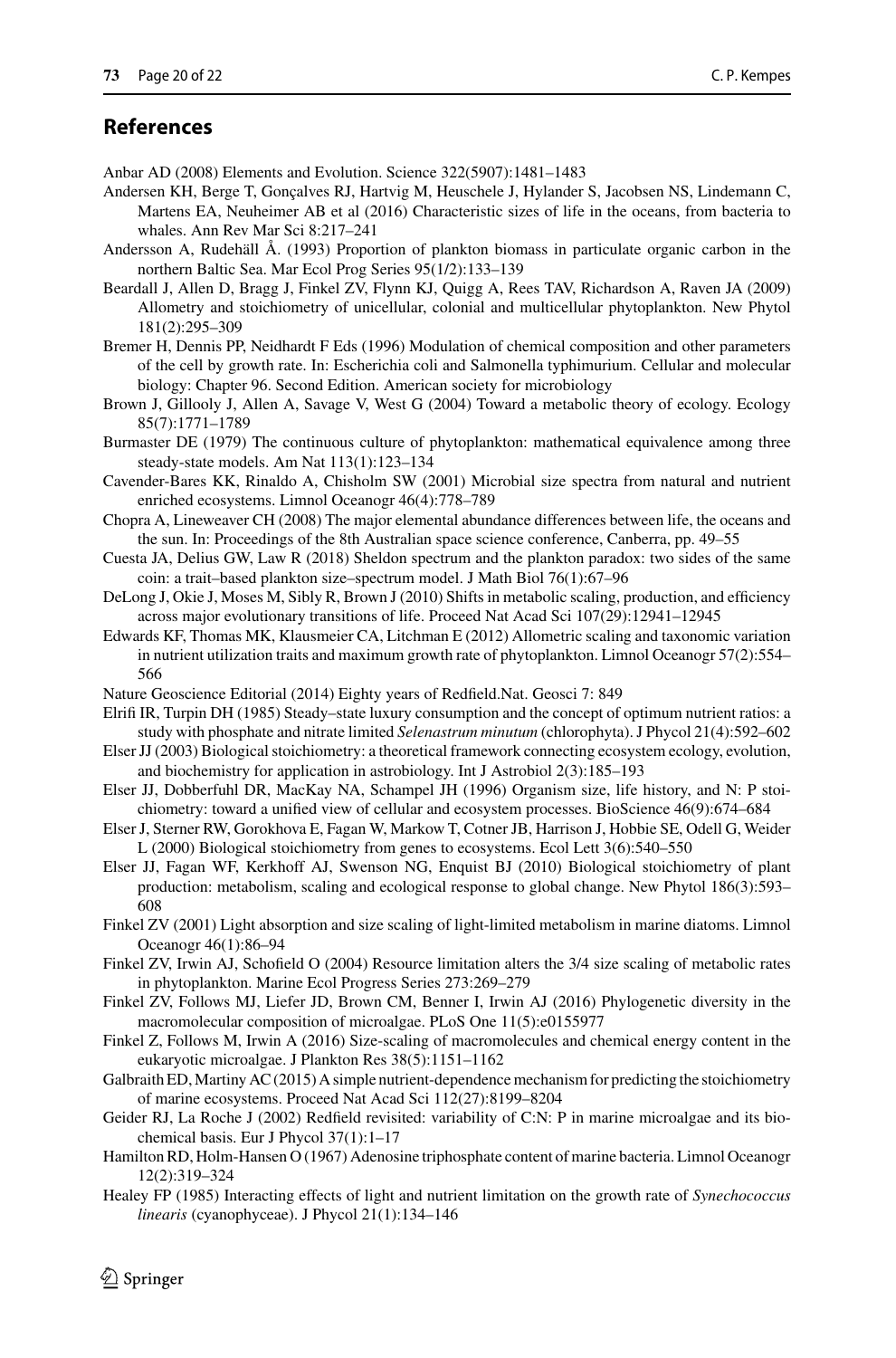## References

Anbar AD (2008) Elements and Evolution. Science 322(5907):1481–1483

Andersen KH, Berge T, Gonçalves RJ, Hartvig M, Heuschele J, Hylander S, Jacobsen NS, Lindemann C, Martens EA, Neuheimer AB et al (2016) Characteristic sizes of life in the oceans, from bacteria to whales. Ann Rev Mar Sci 8:217–241

Andersson A, Rudehäll Å. (1993) Proportion of plankton biomass in particulate organic carbon in the northern Baltic Sea. Mar Ecol Prog Series 95(1/2):133–139

Beardall J, Allen D, Bragg J, Finkel ZV, Flynn KJ, Quigg A, Rees TAV, Richardson A, Raven JA (2009) Allometry and stoichiometry of unicellular, colonial and multicellular phytoplankton. New Phytol 181(2):295–309

Bremer H, Dennis PP, Neidhardt F Eds (1996) Modulation of chemical composition and other parameters of the cell by growth rate. In: Escherichia coli and Salmonella typhimurium. Cellular and molecular biology: Chapter 96. Second Edition. American society for microbiology

Brown J, Gillooly J, Allen A, Savage V, West G (2004) Toward a metabolic theory of ecology. Ecology 85(7):1771–1789

Burmaster DE (1979) The continuous culture of phytoplankton: mathematical equivalence among three steady-state models. Am Nat 113(1):123–134

Cavender-Bares KK, Rinaldo A, Chisholm SW (2001) Microbial size spectra from natural and nutrient enriched ecosystems. Limnol Oceanogr 46(4):778–789

Chopra A, Lineweaver CH (2008) The major elemental abundance differences between life, the oceans and the sun. In: Proceedings of the 8th Australian space science conference, Canberra, pp. 49–55

Cuesta JA, Delius GW, Law R (2018) Sheldon spectrum and the plankton paradox: two sides of the same coin: a trait–based plankton size–spectrum model. J Math Biol 76(1):67–96

DeLong J, Okie J, Moses M, Sibly R, Brown J (2010) Shifts in metabolic scaling, production, and efficiency across major evolutionary transitions of life. Proceed Nat Acad Sci 107(29):12941–12945

Edwards KF, Thomas MK, Klausmeier CA, Litchman E (2012) Allometric scaling and taxonomic variation in nutrient utilization traits and maximum growth rate of phytoplankton. Limnol Oceanogr 57(2):554–566

Nature Geoscience Editorial (2014) Eighty years of Redfield.Nat. Geosci 7: 849

Elrifi IR, Turpin DH (1985) Steady–state luxury consumption and the concept of optimum nutrient ratios: a study with phosphate and nitrate limited *Selenastrum minutum* (chlorophyta). J Phycol 21(4):592–602

Elser JJ (2003) Biological stoichiometry: a theoretical framework connecting ecosystem ecology, evolution, and biochemistry for application in astrobiology. Int J Astrobiol 2(3):185–193

Elser JJ, Dobberfuhl DR, MacKay NA, Schampel JH (1996) Organism size, life history, and N: P stoichiometry: toward a unified view of cellular and ecosystem processes. BioScience 46(9):674–684

Elser J, Sterner RW, Gorokhova E, Fagan W, Markow T, Cotner JB, Harrison J, Hobbie SE, Odell G, Weider L (2000) Biological stoichiometry from genes to ecosystems. Ecol Lett 3(6):540–550

Elser JJ, Fagan WF, Kerkhoff AJ, Swenson NG, Enquist BJ (2010) Biological stoichiometry of plant production: metabolism, scaling and ecological response to global change. New Phytol 186(3):593–608

Finkel ZV (2001) Light absorption and size scaling of light-limited metabolism in marine diatoms. Limnol Oceanogr 46(1):86–94

Finkel ZV, Irwin AJ, Schofield O (2004) Resource limitation alters the 3/4 size scaling of metabolic rates in phytoplankton. Marine Ecol Progress Series 273:269–279

Finkel ZV, Follows MJ, Liefer JD, Brown CM, Benner I, Irwin AJ (2016) Phylogenetic diversity in the macromolecular composition of microalgae. PLoS One 11(5):e0155977

Finkel Z, Follows M, Irwin A (2016) Size-scaling of macromolecules and chemical energy content in the eukaryotic microalgae. J Plankton Res 38(5):1151–1162

Galbraith ED, Martiny AC (2015) A simple nutrient-dependence mechanism for predicting the stoichiometry of marine ecosystems. Proceed Nat Acad Sci 112(27):8199–8204

Geider RJ, La Roche J (2002) Redfield revisited: variability of C:N: P in marine microalgae and its biochemical basis. Eur J Phycol 37(1):1–17

Hamilton RD, Holm-Hansen O (1967) Adenosine triphosphate content of marine bacteria. Limnol Oceanogr 12(2):319–324

Healey FP (1985) Interacting effects of light and nutrient limitation on the growth rate of *Synechococcus linearis* (cyanophyceae). J Phycol 21(1):134–146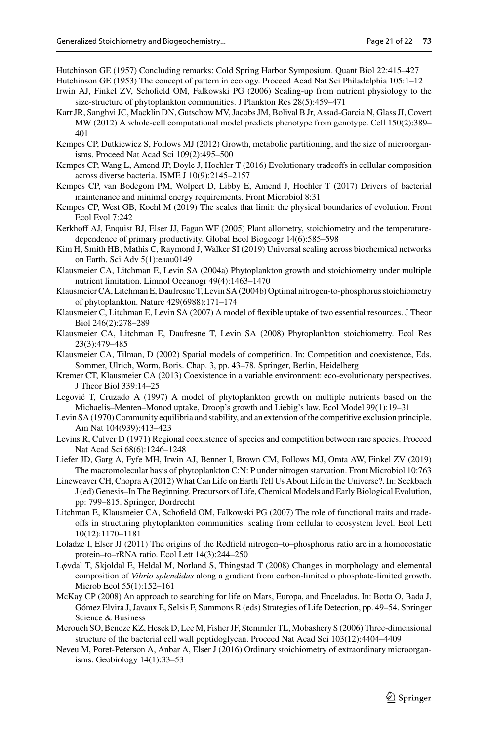Hutchinson GE (1957) Concluding remarks: Cold Spring Harbor Symposium. Quant Biol 22:415–427

Hutchinson GE (1953) The concept of pattern in ecology. Proceed Acad Nat Sci Philadelphia 105:1–12

Irwin AJ, Finkel ZV, Schofield OM, Falkowski PG (2006) Scaling-up from nutrient physiology to the size-structure of phytoplankton communities. J Plankton Res 28(5):459–471

Karr JR, Sanghvi JC, Macklin DN, Gutschow MV, Jacobs JM, Bolival B Jr, Assad-Garcia N, Glass JI, Covert MW (2012) A whole-cell computational model predicts phenotype from genotype. Cell 150(2):389–401

Kempes CP, Dutkiewicz S, Follows MJ (2012) Growth, metabolic partitioning, and the size of microorganisms. Proceed Nat Acad Sci 109(2):495–500

Kempes CP, Wang L, Amend JP, Doyle J, Hoehler T (2016) Evolutionary tradeoffs in cellular composition across diverse bacteria. ISME J 10(9):2145–2157

Kempes CP, van Bodegom PM, Wolpert D, Libby E, Amend J, Hoehler T (2017) Drivers of bacterial maintenance and minimal energy requirements. Front Microbiol 8:31

Kempes CP, West GB, Koehl M (2019) The scales that limit: the physical boundaries of evolution. Front Ecol Evol 7:242

Kerkhoff AJ, Enquist BJ, Elser JJ, Fagan WF (2005) Plant allometry, stoichiometry and the temperature-dependence of primary productivity. Global Ecol Biogeogr 14(6):585–598

Kim H, Smith HB, Mathis C, Raymond J, Walker SI (2019) Universal scaling across biochemical networks on Earth. Sci Adv 5(1):eaau0149

Klausmeier CA, Litchman E, Levin SA (2004a) Phytoplankton growth and stoichiometry under multiple nutrient limitation. Limnol Oceanogr 49(4):1463–1470

Klausmeier CA, Litchman E, Daufresne T, Levin SA (2004b) Optimal nitrogen-to-phosphorus stoichiometry of phytoplankton. Nature 429(6988):171–174

Klausmeier C, Litchman E, Levin SA (2007) A model of flexible uptake of two essential resources. J Theor Biol 246(2):278–289

Klausmeier CA, Litchman E, Daufresne T, Levin SA (2008) Phytoplankton stoichiometry. Ecol Res 23(3):479–485

Klausmeier CA, Tilman, D (2002) Spatial models of competition. In: Competition and coexistence, Eds. Sommer, Ulrich, Worm, Boris. Chap. 3, pp. 43–78. Springer, Berlin, Heidelberg

Kremer CT, Klausmeier CA (2013) Coexistence in a variable environment: eco-evolutionary perspectives. J Theor Biol 339:14–25

Legović T, Cruzado A (1997) A model of phytoplankton growth on multiple nutrients based on the Michaelis–Menten–Monod uptake, Droop's growth and Liebig's law. Ecol Model 99(1):19–31

Levin SA (1970) Community equilibria and stability, and an extension of the competitive exclusion principle. Am Nat 104(939):413–423

Levins R, Culver D (1971) Regional coexistence of species and competition between rare species. Proceed Nat Acad Sci 68(6):1246–1248

Liefer JD, Garg A, Fyfe MH, Irwin AJ, Benner I, Brown CM, Follows MJ, Omta AW, Finkel ZV (2019) The macromolecular basis of phytoplankton C:N: P under nitrogen starvation. Front Microbiol 10:763

Lineweaver CH, Chopra A (2012) What Can Life on Earth Tell Us About Life in the Universe?. In: Seckbach J (ed) Genesis–In The Beginning. Precursors of Life, Chemical Models and Early Biological Evolution, pp: 799–815. Springer, Dordrecht

Litchman E, Klausmeier CA, Schofield OM, Falkowski PG (2007) The role of functional traits and trade-offs in structuring phytoplankton communities: scaling from cellular to ecosystem level. Ecol Lett 10(12):1170–1181

Loladze I, Elser JJ (2011) The origins of the Redfield nitrogen–to–phosphorus ratio are in a homoeostatic protein–to–rRNA ratio. Ecol Lett 14(3):244–250

L$\phi$vdal T, Skjoldal E, Heldal M, Norland S, Thingstad T (2008) Changes in morphology and elemental composition of *Vibrio splendidus* along a gradient from carbon-limited o phosphate-limited growth. Microb Ecol 55(1):152–161

McKay CP (2008) An approach to searching for life on Mars, Europa, and Enceladus. In: Botta O, Bada J, Gómez Elvira J, Javaux E, Selsis F, Summons R (eds) Strategies of Life Detection, pp. 49–54. Springer Science & Business

Meroueh SO, Bencze KZ, Hesek D, Lee M, Fisher JF, Stemmler TL, Mobashery S (2006) Three-dimensional structure of the bacterial cell wall peptidoglycan. Proceed Nat Acad Sci 103(12):4404–4409

Neveu M, Poret-Peterson A, Anbar A, Elser J (2016) Ordinary stoichiometry of extraordinary microorganisms. Geobiology 14(1):33–53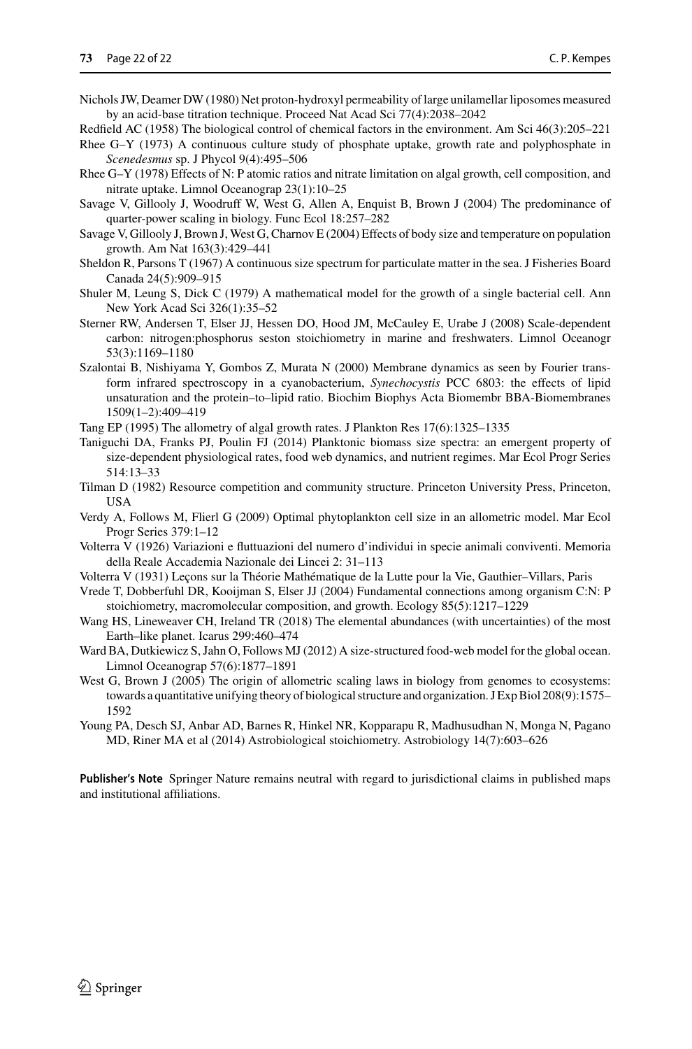Nichols JW, Deamer DW (1980) Net proton-hydroxyl permeability of large unilamellar liposomes measured by an acid-base titration technique. Proceed Nat Acad Sci 77(4):2038–2042

Redfield AC (1958) The biological control of chemical factors in the environment. Am Sci 46(3):205–221

Rhee G–Y (1973) A continuous culture study of phosphate uptake, growth rate and polyphosphate in *Scenedesmus* sp. J Phycol 9(4):495–506

Rhee G–Y (1978) Effects of N: P atomic ratios and nitrate limitation on algal growth, cell composition, and nitrate uptake. Limnol Oceanograp 23(1):10–25

Savage V, Gillooly J, Woodruff W, West G, Allen A, Enquist B, Brown J (2004) The predominance of quarter-power scaling in biology. Func Ecol 18:257–282

Savage V, Gillooly J, Brown J, West G, Charnov E (2004) Effects of body size and temperature on population growth. Am Nat 163(3):429–441

Sheldon R, Parsons T (1967) A continuous size spectrum for particulate matter in the sea. J Fisheries Board Canada 24(5):909–915

Shuler M, Leung S, Dick C (1979) A mathematical model for the growth of a single bacterial cell. Ann New York Acad Sci 326(1):35–52

Sterner RW, Andersen T, Elser JJ, Hessen DO, Hood JM, McCauley E, Urabe J (2008) Scale-dependent carbon: nitrogen:phosphorus seston stoichiometry in marine and freshwaters. Limnol Oceanogr 53(3):1169–1180

Szalontai B, Nishiyama Y, Gombos Z, Murata N (2000) Membrane dynamics as seen by Fourier transform infrared spectroscopy in a cyanobacterium, *Synechocystis* PCC 6803: the effects of lipid unsaturation and the protein–to–lipid ratio. Biochim Biophys Acta Biomembr BBA-Biomembranes 1509(1–2):409–419

Tang EP (1995) The allometry of algal growth rates. J Plankton Res 17(6):1325–1335

Taniguchi DA, Franks PJ, Poulin FJ (2014) Planktonic biomass size spectra: an emergent property of size-dependent physiological rates, food web dynamics, and nutrient regimes. Mar Ecol Progr Series 514:13–33

Tilman D (1982) Resource competition and community structure. Princeton University Press, Princeton, USA

Verdy A, Follows M, Flierl G (2009) Optimal phytoplankton cell size in an allometric model. Mar Ecol Progr Series 379:1–12

Volterra V (1926) Variazioni e fluttuazioni del numero d'individui in specie animali conviventi. Memoria della Reale Accademia Nazionale dei Lincei 2: 31–113

Volterra V (1931) Leçons sur la Théorie Mathématique de la Lutte pour la Vie, Gauthier–Villars, Paris

Vrede T, Dobberfuhl DR, Kooijman S, Elser JJ (2004) Fundamental connections among organism C:N: P stoichiometry, macromolecular composition, and growth. Ecology 85(5):1217–1229

Wang HS, Lineweaver CH, Ireland TR (2018) The elemental abundances (with uncertainties) of the most Earth–like planet. Icarus 299:460–474

Ward BA, Dutkiewicz S, Jahn O, Follows MJ (2012) A size-structured food-web model for the global ocean. Limnol Oceanograp 57(6):1877–1891

West G, Brown J (2005) The origin of allometric scaling laws in biology from genomes to ecosystems: towards a quantitative unifying theory of biological structure and organization. J Exp Biol 208(9):1575–1592

Young PA, Desch SJ, Anbar AD, Barnes R, Hinkel NR, Kopparapu R, Madhusudhan N, Monga N, Pagano MD, Riner MA et al (2014) Astrobiological stoichiometry. Astrobiology 14(7):603–626

**Publisher's Note** Springer Nature remains neutral with regard to jurisdictional claims in published maps and institutional affiliations.